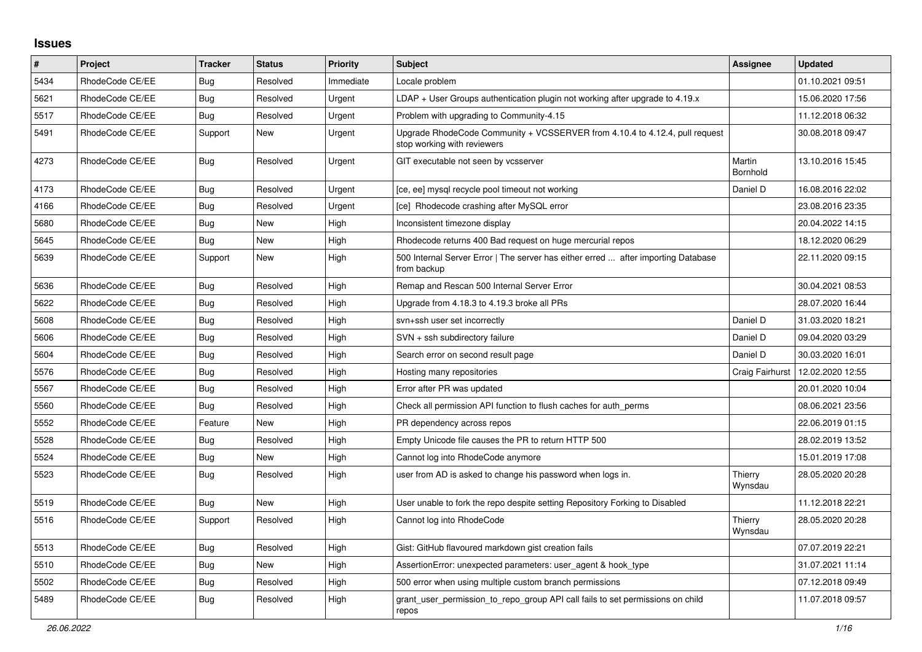# Issues

| # | Project | Tracker | Status | Priority | Subject | Assignee | Updated |
|---|---|---|---|---|---|---|---|
| 5434 | RhodeCode CE/EE | Bug | Resolved | Immediate | Locale problem | | 01.10.2021 09:51 |
| 5621 | RhodeCode CE/EE | Bug | Resolved | Urgent | LDAP + User Groups authentication plugin not working after upgrade to 4.19.x | | 15.06.2020 17:56 |
| 5517 | RhodeCode CE/EE | Bug | Resolved | Urgent | Problem with upgrading to Community-4.15 | | 11.12.2018 06:32 |
| 5491 | RhodeCode CE/EE | Support | New | Urgent | Upgrade RhodeCode Community + VCSSERVER from 4.10.4 to 4.12.4, pull request stop working with reviewers | | 30.08.2018 09:47 |
| 4273 | RhodeCode CE/EE | Bug | Resolved | Urgent | GIT executable not seen by vcsserver | Martin Bornhold | 13.10.2016 15:45 |
| 4173 | RhodeCode CE/EE | Bug | Resolved | Urgent | [ce, ee] mysql recycle pool timeout not working | Daniel D | 16.08.2016 22:02 |
| 4166 | RhodeCode CE/EE | Bug | Resolved | Urgent | [ce] Rhodecode crashing after MySQL error | | 23.08.2016 23:35 |
| 5680 | RhodeCode CE/EE | Bug | New | High | Inconsistent timezone display | | 20.04.2022 14:15 |
| 5645 | RhodeCode CE/EE | Bug | New | High | Rhodecode returns 400 Bad request on huge mercurial repos | | 18.12.2020 06:29 |
| 5639 | RhodeCode CE/EE | Support | New | High | 500 Internal Server Error \| The server has either erred ... after importing Database from backup | | 22.11.2020 09:15 |
| 5636 | RhodeCode CE/EE | Bug | Resolved | High | Remap and Rescan 500 Internal Server Error | | 30.04.2021 08:53 |
| 5622 | RhodeCode CE/EE | Bug | Resolved | High | Upgrade from 4.18.3 to 4.19.3 broke all PRs | | 28.07.2020 16:44 |
| 5608 | RhodeCode CE/EE | Bug | Resolved | High | svn+ssh user set incorrectly | Daniel D | 31.03.2020 18:21 |
| 5606 | RhodeCode CE/EE | Bug | Resolved | High | SVN + ssh subdirectory failure | Daniel D | 09.04.2020 03:29 |
| 5604 | RhodeCode CE/EE | Bug | Resolved | High | Search error on second result page | Daniel D | 30.03.2020 16:01 |
| 5576 | RhodeCode CE/EE | Bug | Resolved | High | Hosting many repositories | Craig Fairhurst | 12.02.2020 12:55 |
| 5567 | RhodeCode CE/EE | Bug | Resolved | High | Error after PR was updated | | 20.01.2020 10:04 |
| 5560 | RhodeCode CE/EE | Bug | Resolved | High | Check all permission API function to flush caches for auth_perms | | 08.06.2021 23:56 |
| 5552 | RhodeCode CE/EE | Feature | New | High | PR dependency across repos | | 22.06.2019 01:15 |
| 5528 | RhodeCode CE/EE | Bug | Resolved | High | Empty Unicode file causes the PR to return HTTP 500 | | 28.02.2019 13:52 |
| 5524 | RhodeCode CE/EE | Bug | New | High | Cannot log into RhodeCode anymore | | 15.01.2019 17:08 |
| 5523 | RhodeCode CE/EE | Bug | Resolved | High | user from AD is asked to change his password when logs in. | Thierry Wynsdau | 28.05.2020 20:28 |
| 5519 | RhodeCode CE/EE | Bug | New | High | User unable to fork the repo despite setting Repository Forking to Disabled | | 11.12.2018 22:21 |
| 5516 | RhodeCode CE/EE | Support | Resolved | High | Cannot log into RhodeCode | Thierry Wynsdau | 28.05.2020 20:28 |
| 5513 | RhodeCode CE/EE | Bug | Resolved | High | Gist: GitHub flavoured markdown gist creation fails | | 07.07.2019 22:21 |
| 5510 | RhodeCode CE/EE | Bug | New | High | AssertionError: unexpected parameters: user_agent & hook_type | | 31.07.2021 11:14 |
| 5502 | RhodeCode CE/EE | Bug | Resolved | High | 500 error when using multiple custom branch permissions | | 07.12.2018 09:49 |
| 5489 | RhodeCode CE/EE | Bug | Resolved | High | grant_user_permission_to_repo_group API call fails to set permissions on child repos | | 11.07.2018 09:57 |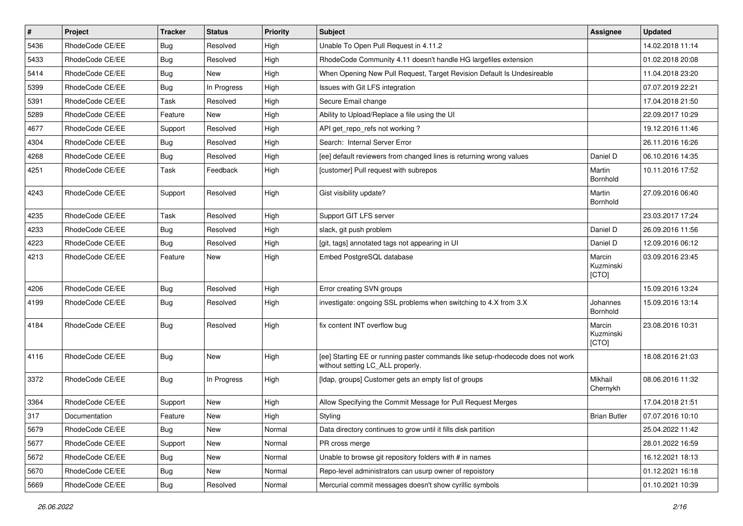| # | Project | Tracker | Status | Priority | Subject | Assignee | Updated |
|---|---|---|---|---|---|---|---|
| 5436 | RhodeCode CE/EE | Bug | Resolved | High | Unable To Open Pull Request in 4.11.2 | | 14.02.2018 11:14 |
| 5433 | RhodeCode CE/EE | Bug | Resolved | High | RhodeCode Community 4.11 doesn't handle HG largefiles extension | | 01.02.2018 20:08 |
| 5414 | RhodeCode CE/EE | Bug | New | High | When Opening New Pull Request, Target Revision Default Is Undesireable | | 11.04.2018 23:20 |
| 5399 | RhodeCode CE/EE | Bug | In Progress | High | Issues with Git LFS integration | | 07.07.2019 22:21 |
| 5391 | RhodeCode CE/EE | Task | Resolved | High | Secure Email change | | 17.04.2018 21:50 |
| 5289 | RhodeCode CE/EE | Feature | New | High | Ability to Upload/Replace a file using the UI | | 22.09.2017 10:29 |
| 4677 | RhodeCode CE/EE | Support | Resolved | High | API get_repo_refs not working ? | | 19.12.2016 11:46 |
| 4304 | RhodeCode CE/EE | Bug | Resolved | High | Search: Internal Server Error | | 26.11.2016 16:26 |
| 4268 | RhodeCode CE/EE | Bug | Resolved | High | [ee] default reviewers from changed lines is returning wrong values | Daniel D | 06.10.2016 14:35 |
| 4251 | RhodeCode CE/EE | Task | Feedback | High | [customer] Pull request with subrepos | Martin Bornhold | 10.11.2016 17:52 |
| 4243 | RhodeCode CE/EE | Support | Resolved | High | Gist visibility update? | Martin Bornhold | 27.09.2016 06:40 |
| 4235 | RhodeCode CE/EE | Task | Resolved | High | Support GIT LFS server | | 23.03.2017 17:24 |
| 4233 | RhodeCode CE/EE | Bug | Resolved | High | slack, git push problem | Daniel D | 26.09.2016 11:56 |
| 4223 | RhodeCode CE/EE | Bug | Resolved | High | [git, tags] annotated tags not appearing in UI | Daniel D | 12.09.2016 06:12 |
| 4213 | RhodeCode CE/EE | Feature | New | High | Embed PostgreSQL database | Marcin Kuzminski [CTO] | 03.09.2016 23:45 |
| 4206 | RhodeCode CE/EE | Bug | Resolved | High | Error creating SVN groups | | 15.09.2016 13:24 |
| 4199 | RhodeCode CE/EE | Bug | Resolved | High | investigate: ongoing SSL problems when switching to 4.X from 3.X | Johannes Bornhold | 15.09.2016 13:14 |
| 4184 | RhodeCode CE/EE | Bug | Resolved | High | fix content INT overflow bug | Marcin Kuzminski [CTO] | 23.08.2016 10:31 |
| 4116 | RhodeCode CE/EE | Bug | New | High | [ee] Starting EE or running paster commands like setup-rhodecode does not work without setting LC_ALL properly. | | 18.08.2016 21:03 |
| 3372 | RhodeCode CE/EE | Bug | In Progress | High | [ldap, groups] Customer gets an empty list of groups | Mikhail Chernykh | 08.06.2016 11:32 |
| 3364 | RhodeCode CE/EE | Support | New | High | Allow Specifying the Commit Message for Pull Request Merges | | 17.04.2018 21:51 |
| 317 | Documentation | Feature | New | High | Styling | Brian Butler | 07.07.2016 10:10 |
| 5679 | RhodeCode CE/EE | Bug | New | Normal | Data directory continues to grow until it fills disk partition | | 25.04.2022 11:42 |
| 5677 | RhodeCode CE/EE | Support | New | Normal | PR cross merge | | 28.01.2022 16:59 |
| 5672 | RhodeCode CE/EE | Bug | New | Normal | Unable to browse git repository folders with # in names | | 16.12.2021 18:13 |
| 5670 | RhodeCode CE/EE | Bug | New | Normal | Repo-level administrators can usurp owner of repoistory | | 01.12.2021 16:18 |
| 5669 | RhodeCode CE/EE | Bug | Resolved | Normal | Mercurial commit messages doesn't show cyrillic symbols | | 01.10.2021 10:39 |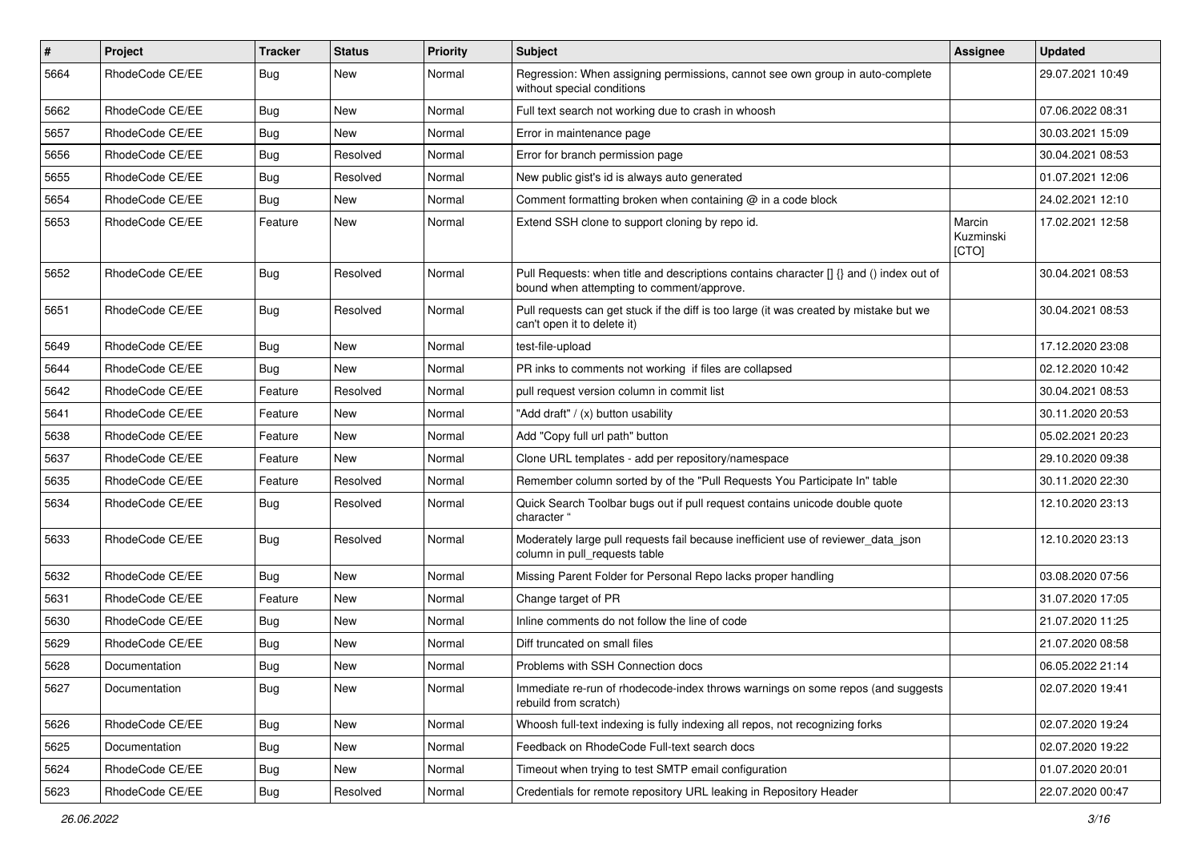| # | Project | Tracker | Status | Priority | Subject | Assignee | Updated |
|---|---|---|---|---|---|---|---|
| 5664 | RhodeCode CE/EE | Bug | New | Normal | Regression: When assigning permissions, cannot see own group in auto-complete without special conditions | | 29.07.2021 10:49 |
| 5662 | RhodeCode CE/EE | Bug | New | Normal | Full text search not working due to crash in whoosh | | 07.06.2022 08:31 |
| 5657 | RhodeCode CE/EE | Bug | New | Normal | Error in maintenance page | | 30.03.2021 15:09 |
| 5656 | RhodeCode CE/EE | Bug | Resolved | Normal | Error for branch permission page | | 30.04.2021 08:53 |
| 5655 | RhodeCode CE/EE | Bug | Resolved | Normal | New public gist's id is always auto generated | | 01.07.2021 12:06 |
| 5654 | RhodeCode CE/EE | Bug | New | Normal | Comment formatting broken when containing @ in a code block | | 24.02.2021 12:10 |
| 5653 | RhodeCode CE/EE | Feature | New | Normal | Extend SSH clone to support cloning by repo id. | Marcin Kuzminski [CTO] | 17.02.2021 12:58 |
| 5652 | RhodeCode CE/EE | Bug | Resolved | Normal | Pull Requests: when title and descriptions contains character [] {} and () index out of bound when attempting to comment/approve. | | 30.04.2021 08:53 |
| 5651 | RhodeCode CE/EE | Bug | Resolved | Normal | Pull requests can get stuck if the diff is too large (it was created by mistake but we can't open it to delete it) | | 30.04.2021 08:53 |
| 5649 | RhodeCode CE/EE | Bug | New | Normal | test-file-upload | | 17.12.2020 23:08 |
| 5644 | RhodeCode CE/EE | Bug | New | Normal | PR inks to comments not working if files are collapsed | | 02.12.2020 10:42 |
| 5642 | RhodeCode CE/EE | Feature | Resolved | Normal | pull request version column in commit list | | 30.04.2021 08:53 |
| 5641 | RhodeCode CE/EE | Feature | New | Normal | "Add draft" / (x) button usability | | 30.11.2020 20:53 |
| 5638 | RhodeCode CE/EE | Feature | New | Normal | Add "Copy full url path" button | | 05.02.2021 20:23 |
| 5637 | RhodeCode CE/EE | Feature | New | Normal | Clone URL templates - add per repository/namespace | | 29.10.2020 09:38 |
| 5635 | RhodeCode CE/EE | Feature | Resolved | Normal | Remember column sorted by of the "Pull Requests You Participate In" table | | 30.11.2020 22:30 |
| 5634 | RhodeCode CE/EE | Bug | Resolved | Normal | Quick Search Toolbar bugs out if pull request contains unicode double quote character " | | 12.10.2020 23:13 |
| 5633 | RhodeCode CE/EE | Bug | Resolved | Normal | Moderately large pull requests fail because inefficient use of reviewer_data_json column in pull_requests table | | 12.10.2020 23:13 |
| 5632 | RhodeCode CE/EE | Bug | New | Normal | Missing Parent Folder for Personal Repo lacks proper handling | | 03.08.2020 07:56 |
| 5631 | RhodeCode CE/EE | Feature | New | Normal | Change target of PR | | 31.07.2020 17:05 |
| 5630 | RhodeCode CE/EE | Bug | New | Normal | Inline comments do not follow the line of code | | 21.07.2020 11:25 |
| 5629 | RhodeCode CE/EE | Bug | New | Normal | Diff truncated on small files | | 21.07.2020 08:58 |
| 5628 | Documentation | Bug | New | Normal | Problems with SSH Connection docs | | 06.05.2022 21:14 |
| 5627 | Documentation | Bug | New | Normal | Immediate re-run of rhodecode-index throws warnings on some repos (and suggests rebuild from scratch) | | 02.07.2020 19:41 |
| 5626 | RhodeCode CE/EE | Bug | New | Normal | Whoosh full-text indexing is fully indexing all repos, not recognizing forks | | 02.07.2020 19:24 |
| 5625 | Documentation | Bug | New | Normal | Feedback on RhodeCode Full-text search docs | | 02.07.2020 19:22 |
| 5624 | RhodeCode CE/EE | Bug | New | Normal | Timeout when trying to test SMTP email configuration | | 01.07.2020 20:01 |
| 5623 | RhodeCode CE/EE | Bug | Resolved | Normal | Credentials for remote repository URL leaking in Repository Header | | 22.07.2020 00:47 |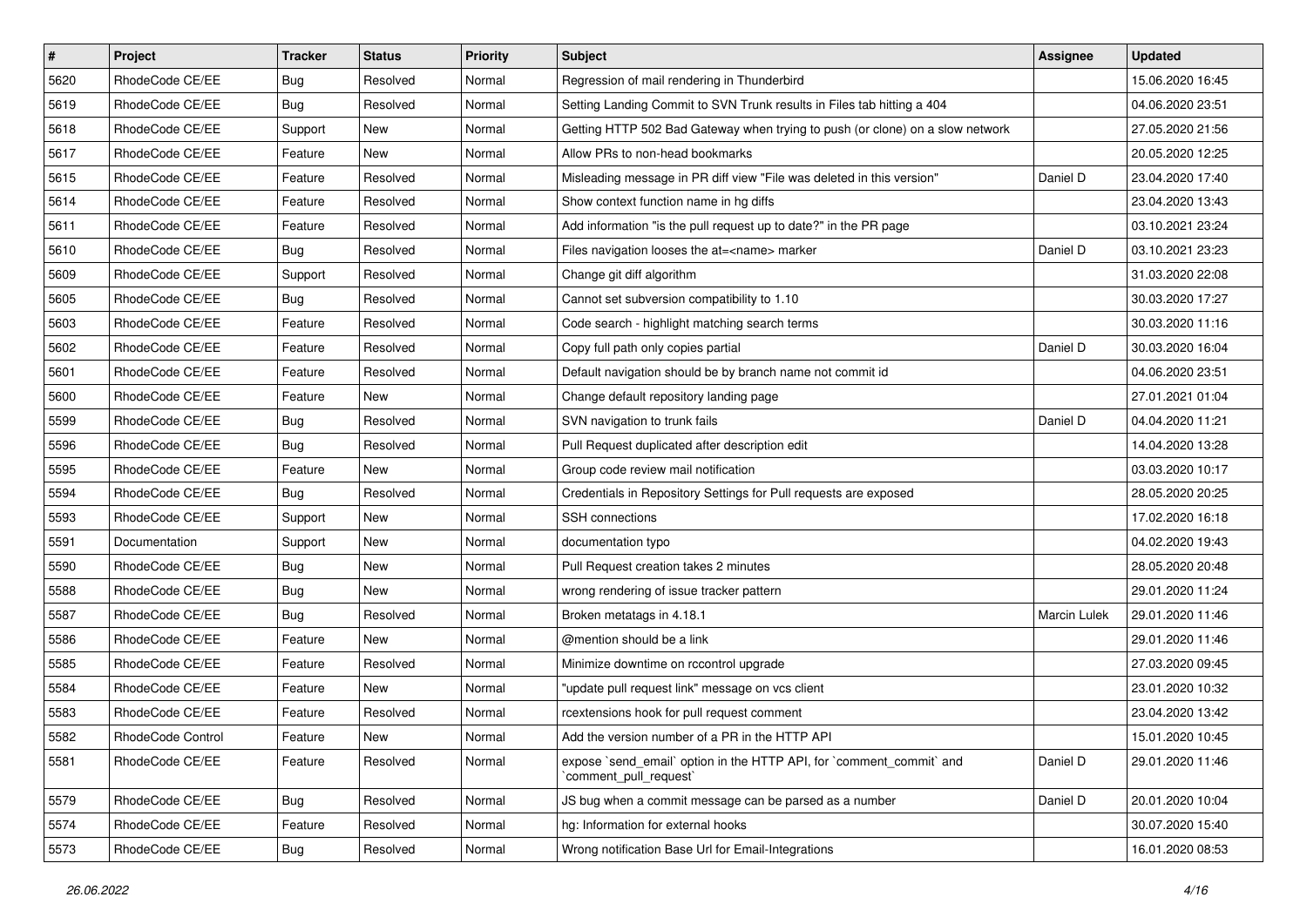| # | Project | Tracker | Status | Priority | Subject | Assignee | Updated |
|---|---|---|---|---|---|---|---|
| 5620 | RhodeCode CE/EE | Bug | Resolved | Normal | Regression of mail rendering in Thunderbird | | 15.06.2020 16:45 |
| 5619 | RhodeCode CE/EE | Bug | Resolved | Normal | Setting Landing Commit to SVN Trunk results in Files tab hitting a 404 | | 04.06.2020 23:51 |
| 5618 | RhodeCode CE/EE | Support | New | Normal | Getting HTTP 502 Bad Gateway when trying to push (or clone) on a slow network | | 27.05.2020 21:56 |
| 5617 | RhodeCode CE/EE | Feature | New | Normal | Allow PRs to non-head bookmarks | | 20.05.2020 12:25 |
| 5615 | RhodeCode CE/EE | Feature | Resolved | Normal | Misleading message in PR diff view "File was deleted in this version" | Daniel D | 23.04.2020 17:40 |
| 5614 | RhodeCode CE/EE | Feature | Resolved | Normal | Show context function name in hg diffs | | 23.04.2020 13:43 |
| 5611 | RhodeCode CE/EE | Feature | Resolved | Normal | Add information "is the pull request up to date?" in the PR page | | 03.10.2021 23:24 |
| 5610 | RhodeCode CE/EE | Bug | Resolved | Normal | Files navigation looses the at=<name> marker | Daniel D | 03.10.2021 23:23 |
| 5609 | RhodeCode CE/EE | Support | Resolved | Normal | Change git diff algorithm | | 31.03.2020 22:08 |
| 5605 | RhodeCode CE/EE | Bug | Resolved | Normal | Cannot set subversion compatibility to 1.10 | | 30.03.2020 17:27 |
| 5603 | RhodeCode CE/EE | Feature | Resolved | Normal | Code search - highlight matching search terms | | 30.03.2020 11:16 |
| 5602 | RhodeCode CE/EE | Feature | Resolved | Normal | Copy full path only copies partial | Daniel D | 30.03.2020 16:04 |
| 5601 | RhodeCode CE/EE | Feature | Resolved | Normal | Default navigation should be by branch name not commit id | | 04.06.2020 23:51 |
| 5600 | RhodeCode CE/EE | Feature | New | Normal | Change default repository landing page | | 27.01.2021 01:04 |
| 5599 | RhodeCode CE/EE | Bug | Resolved | Normal | SVN navigation to trunk fails | Daniel D | 04.04.2020 11:21 |
| 5596 | RhodeCode CE/EE | Bug | Resolved | Normal | Pull Request duplicated after description edit | | 14.04.2020 13:28 |
| 5595 | RhodeCode CE/EE | Feature | New | Normal | Group code review mail notification | | 03.03.2020 10:17 |
| 5594 | RhodeCode CE/EE | Bug | Resolved | Normal | Credentials in Repository Settings for Pull requests are exposed | | 28.05.2020 20:25 |
| 5593 | RhodeCode CE/EE | Support | New | Normal | SSH connections | | 17.02.2020 16:18 |
| 5591 | Documentation | Support | New | Normal | documentation typo | | 04.02.2020 19:43 |
| 5590 | RhodeCode CE/EE | Bug | New | Normal | Pull Request creation takes 2 minutes | | 28.05.2020 20:48 |
| 5588 | RhodeCode CE/EE | Bug | New | Normal | wrong rendering of issue tracker pattern | | 29.01.2020 11:24 |
| 5587 | RhodeCode CE/EE | Bug | Resolved | Normal | Broken metatags in 4.18.1 | Marcin Lulek | 29.01.2020 11:46 |
| 5586 | RhodeCode CE/EE | Feature | New | Normal | @mention should be a link | | 29.01.2020 11:46 |
| 5585 | RhodeCode CE/EE | Feature | Resolved | Normal | Minimize downtime on rccontrol upgrade | | 27.03.2020 09:45 |
| 5584 | RhodeCode CE/EE | Feature | New | Normal | "update pull request link" message on vcs client | | 23.01.2020 10:32 |
| 5583 | RhodeCode CE/EE | Feature | Resolved | Normal | rcextensions hook for pull request comment | | 23.04.2020 13:42 |
| 5582 | RhodeCode Control | Feature | New | Normal | Add the version number of a PR in the HTTP API | | 15.01.2020 10:45 |
| 5581 | RhodeCode CE/EE | Feature | Resolved | Normal | expose `send_email` option in the HTTP API, for `comment_commit` and `comment_pull_request` | Daniel D | 29.01.2020 11:46 |
| 5579 | RhodeCode CE/EE | Bug | Resolved | Normal | JS bug when a commit message can be parsed as a number | Daniel D | 20.01.2020 10:04 |
| 5574 | RhodeCode CE/EE | Feature | Resolved | Normal | hg: Information for external hooks | | 30.07.2020 15:40 |
| 5573 | RhodeCode CE/EE | Bug | Resolved | Normal | Wrong notification Base Url for Email-Integrations | | 16.01.2020 08:53 |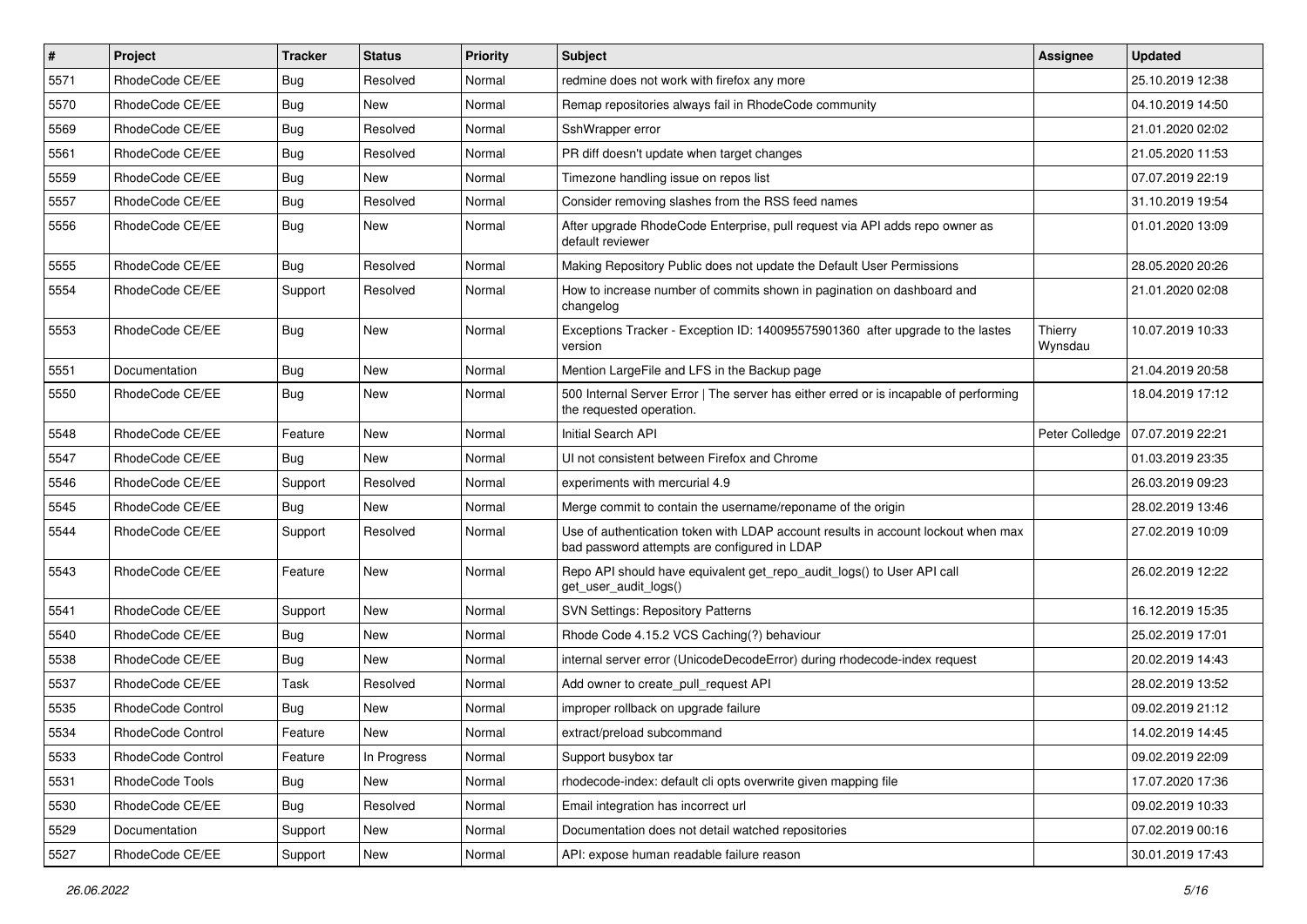| # | Project | Tracker | Status | Priority | Subject | Assignee | Updated |
|---|---|---|---|---|---|---|---|
| 5571 | RhodeCode CE/EE | Bug | Resolved | Normal | redmine does not work with firefox any more | | 25.10.2019 12:38 |
| 5570 | RhodeCode CE/EE | Bug | New | Normal | Remap repositories always fail in RhodeCode community | | 04.10.2019 14:50 |
| 5569 | RhodeCode CE/EE | Bug | Resolved | Normal | SshWrapper error | | 21.01.2020 02:02 |
| 5561 | RhodeCode CE/EE | Bug | Resolved | Normal | PR diff doesn't update when target changes | | 21.05.2020 11:53 |
| 5559 | RhodeCode CE/EE | Bug | New | Normal | Timezone handling issue on repos list | | 07.07.2019 22:19 |
| 5557 | RhodeCode CE/EE | Bug | Resolved | Normal | Consider removing slashes from the RSS feed names | | 31.10.2019 19:54 |
| 5556 | RhodeCode CE/EE | Bug | New | Normal | After upgrade RhodeCode Enterprise, pull request via API adds repo owner as default reviewer | | 01.01.2020 13:09 |
| 5555 | RhodeCode CE/EE | Bug | Resolved | Normal | Making Repository Public does not update the Default User Permissions | | 28.05.2020 20:26 |
| 5554 | RhodeCode CE/EE | Support | Resolved | Normal | How to increase number of commits shown in pagination on dashboard and changelog | | 21.01.2020 02:08 |
| 5553 | RhodeCode CE/EE | Bug | New | Normal | Exceptions Tracker - Exception ID: 140095575901360 after upgrade to the lastes version | Thierry Wynsdau | 10.07.2019 10:33 |
| 5551 | Documentation | Bug | New | Normal | Mention LargeFile and LFS in the Backup page | | 21.04.2019 20:58 |
| 5550 | RhodeCode CE/EE | Bug | New | Normal | 500 Internal Server Error \| The server has either erred or is incapable of performing the requested operation. | | 18.04.2019 17:12 |
| 5548 | RhodeCode CE/EE | Feature | New | Normal | Initial Search API | Peter Colledge | 07.07.2019 22:21 |
| 5547 | RhodeCode CE/EE | Bug | New | Normal | UI not consistent between Firefox and Chrome | | 01.03.2019 23:35 |
| 5546 | RhodeCode CE/EE | Support | Resolved | Normal | experiments with mercurial 4.9 | | 26.03.2019 09:23 |
| 5545 | RhodeCode CE/EE | Bug | New | Normal | Merge commit to contain the username/reponame of the origin | | 28.02.2019 13:46 |
| 5544 | RhodeCode CE/EE | Support | Resolved | Normal | Use of authentication token with LDAP account results in account lockout when max bad password attempts are configured in LDAP | | 27.02.2019 10:09 |
| 5543 | RhodeCode CE/EE | Feature | New | Normal | Repo API should have equivalent get_repo_audit_logs() to User API call get_user_audit_logs() | | 26.02.2019 12:22 |
| 5541 | RhodeCode CE/EE | Support | New | Normal | SVN Settings: Repository Patterns | | 16.12.2019 15:35 |
| 5540 | RhodeCode CE/EE | Bug | New | Normal | Rhode Code 4.15.2 VCS Caching(?) behaviour | | 25.02.2019 17:01 |
| 5538 | RhodeCode CE/EE | Bug | New | Normal | internal server error (UnicodeDecodeError) during rhodecode-index request | | 20.02.2019 14:43 |
| 5537 | RhodeCode CE/EE | Task | Resolved | Normal | Add owner to create_pull_request API | | 28.02.2019 13:52 |
| 5535 | RhodeCode Control | Bug | New | Normal | improper rollback on upgrade failure | | 09.02.2019 21:12 |
| 5534 | RhodeCode Control | Feature | New | Normal | extract/preload subcommand | | 14.02.2019 14:45 |
| 5533 | RhodeCode Control | Feature | In Progress | Normal | Support busybox tar | | 09.02.2019 22:09 |
| 5531 | RhodeCode Tools | Bug | New | Normal | rhodecode-index: default cli opts overwrite given mapping file | | 17.07.2020 17:36 |
| 5530 | RhodeCode CE/EE | Bug | Resolved | Normal | Email integration has incorrect url | | 09.02.2019 10:33 |
| 5529 | Documentation | Support | New | Normal | Documentation does not detail watched repositories | | 07.02.2019 00:16 |
| 5527 | RhodeCode CE/EE | Support | New | Normal | API: expose human readable failure reason | | 30.01.2019 17:43 |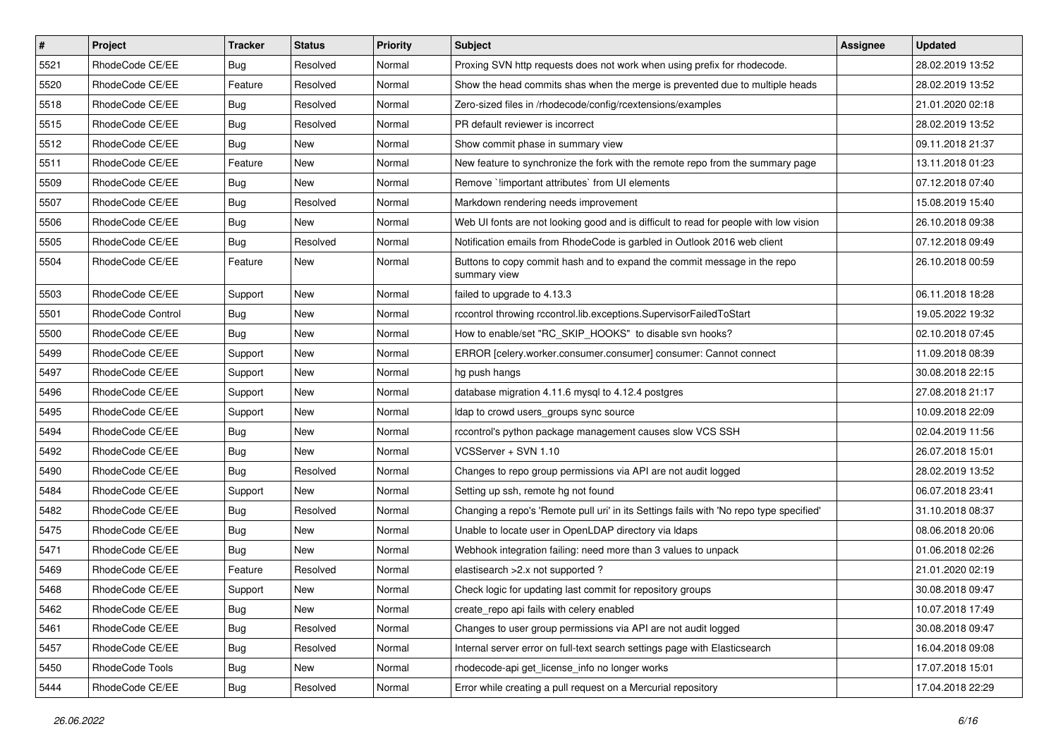| # | Project | Tracker | Status | Priority | Subject | Assignee | Updated |
|---|---|---|---|---|---|---|---|
| 5521 | RhodeCode CE/EE | Bug | Resolved | Normal | Proxing SVN http requests does not work when using prefix for rhodecode. | | 28.02.2019 13:52 |
| 5520 | RhodeCode CE/EE | Feature | Resolved | Normal | Show the head commits shas when the merge is prevented due to multiple heads | | 28.02.2019 13:52 |
| 5518 | RhodeCode CE/EE | Bug | Resolved | Normal | Zero-sized files in /rhodecode/config/rcextensions/examples | | 21.01.2020 02:18 |
| 5515 | RhodeCode CE/EE | Bug | Resolved | Normal | PR default reviewer is incorrect | | 28.02.2019 13:52 |
| 5512 | RhodeCode CE/EE | Bug | New | Normal | Show commit phase in summary view | | 09.11.2018 21:37 |
| 5511 | RhodeCode CE/EE | Feature | New | Normal | New feature to synchronize the fork with the remote repo from the summary page | | 13.11.2018 01:23 |
| 5509 | RhodeCode CE/EE | Bug | New | Normal | Remove `!important attributes` from UI elements | | 07.12.2018 07:40 |
| 5507 | RhodeCode CE/EE | Bug | Resolved | Normal | Markdown rendering needs improvement | | 15.08.2019 15:40 |
| 5506 | RhodeCode CE/EE | Bug | New | Normal | Web UI fonts are not looking good and is difficult to read for people with low vision | | 26.10.2018 09:38 |
| 5505 | RhodeCode CE/EE | Bug | Resolved | Normal | Notification emails from RhodeCode is garbled in Outlook 2016 web client | | 07.12.2018 09:49 |
| 5504 | RhodeCode CE/EE | Feature | New | Normal | Buttons to copy commit hash and to expand the commit message in the repo summary view | | 26.10.2018 00:59 |
| 5503 | RhodeCode CE/EE | Support | New | Normal | failed to upgrade to 4.13.3 | | 06.11.2018 18:28 |
| 5501 | RhodeCode Control | Bug | New | Normal | rccontrol throwing rccontrol.lib.exceptions.SupervisorFailedToStart | | 19.05.2022 19:32 |
| 5500 | RhodeCode CE/EE | Bug | New | Normal | How to enable/set "RC_SKIP_HOOKS" to disable svn hooks? | | 02.10.2018 07:45 |
| 5499 | RhodeCode CE/EE | Support | New | Normal | ERROR [celery.worker.consumer.consumer] consumer: Cannot connect | | 11.09.2018 08:39 |
| 5497 | RhodeCode CE/EE | Support | New | Normal | hg push hangs | | 30.08.2018 22:15 |
| 5496 | RhodeCode CE/EE | Support | New | Normal | database migration 4.11.6 mysql to 4.12.4 postgres | | 27.08.2018 21:17 |
| 5495 | RhodeCode CE/EE | Support | New | Normal | ldap to crowd users_groups sync source | | 10.09.2018 22:09 |
| 5494 | RhodeCode CE/EE | Bug | New | Normal | rccontrol's python package management causes slow VCS SSH | | 02.04.2019 11:56 |
| 5492 | RhodeCode CE/EE | Bug | New | Normal | VCSServer + SVN 1.10 | | 26.07.2018 15:01 |
| 5490 | RhodeCode CE/EE | Bug | Resolved | Normal | Changes to repo group permissions via API are not audit logged | | 28.02.2019 13:52 |
| 5484 | RhodeCode CE/EE | Support | New | Normal | Setting up ssh, remote hg not found | | 06.07.2018 23:41 |
| 5482 | RhodeCode CE/EE | Bug | Resolved | Normal | Changing a repo's 'Remote pull uri' in its Settings fails with 'No repo type specified' | | 31.10.2018 08:37 |
| 5475 | RhodeCode CE/EE | Bug | New | Normal | Unable to locate user in OpenLDAP directory via ldaps | | 08.06.2018 20:06 |
| 5471 | RhodeCode CE/EE | Bug | New | Normal | Webhook integration failing: need more than 3 values to unpack | | 01.06.2018 02:26 |
| 5469 | RhodeCode CE/EE | Feature | Resolved | Normal | elastisearch >2.x not supported ? | | 21.01.2020 02:19 |
| 5468 | RhodeCode CE/EE | Support | New | Normal | Check logic for updating last commit for repository groups | | 30.08.2018 09:47 |
| 5462 | RhodeCode CE/EE | Bug | New | Normal | create_repo api fails with celery enabled | | 10.07.2018 17:49 |
| 5461 | RhodeCode CE/EE | Bug | Resolved | Normal | Changes to user group permissions via API are not audit logged | | 30.08.2018 09:47 |
| 5457 | RhodeCode CE/EE | Bug | Resolved | Normal | Internal server error on full-text search settings page with Elasticsearch | | 16.04.2018 09:08 |
| 5450 | RhodeCode Tools | Bug | New | Normal | rhodecode-api get_license_info no longer works | | 17.07.2018 15:01 |
| 5444 | RhodeCode CE/EE | Bug | Resolved | Normal | Error while creating a pull request on a Mercurial repository | | 17.04.2018 22:29 |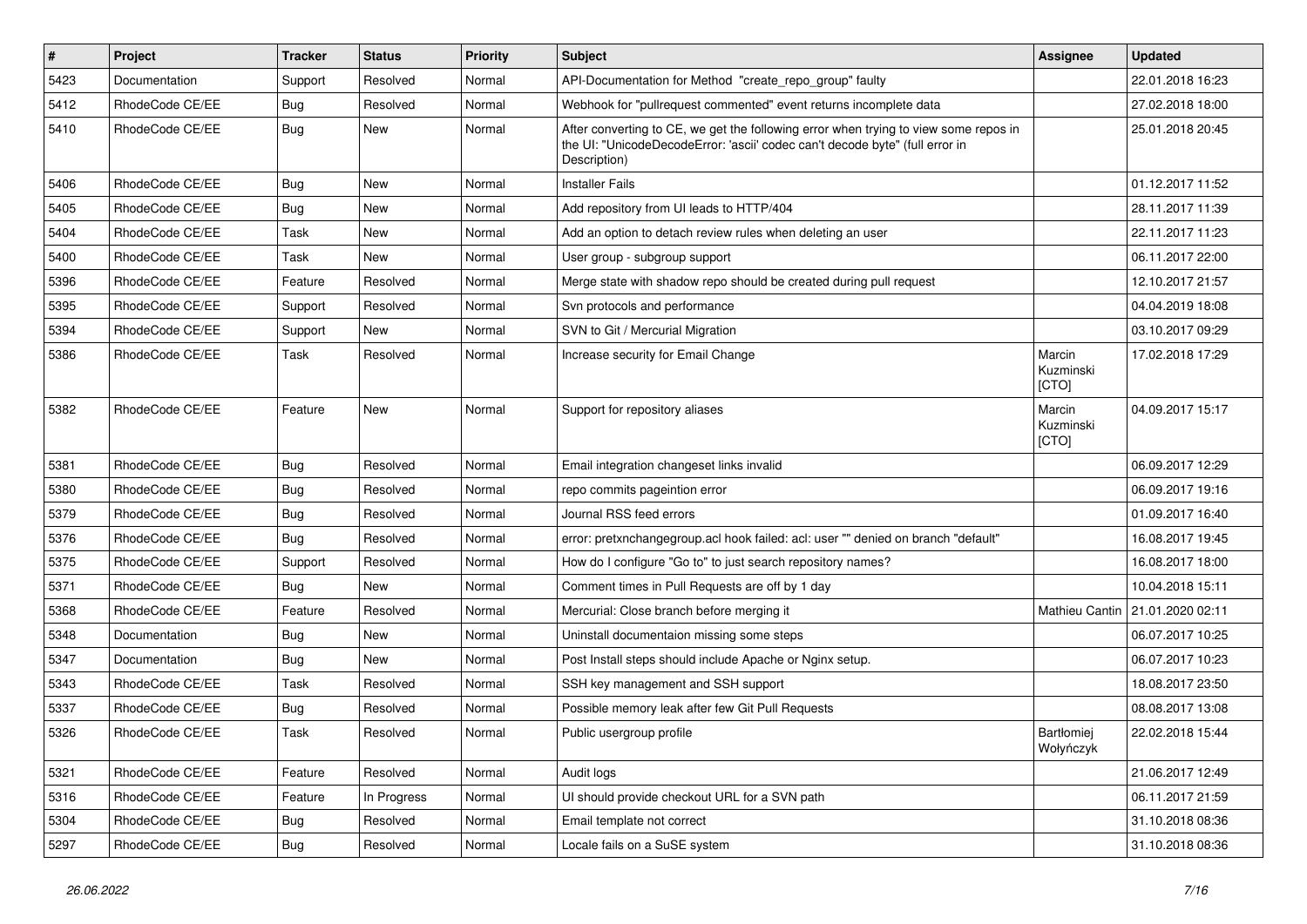| # | Project | Tracker | Status | Priority | Subject | Assignee | Updated |
|---|---|---|---|---|---|---|---|
| 5423 | Documentation | Support | Resolved | Normal | API-Documentation for Method "create_repo_group" faulty | | 22.01.2018 16:23 |
| 5412 | RhodeCode CE/EE | Bug | Resolved | Normal | Webhook for "pullrequest commented" event returns incomplete data | | 27.02.2018 18:00 |
| 5410 | RhodeCode CE/EE | Bug | New | Normal | After converting to CE, we get the following error when trying to view some repos in the UI: "UnicodeDecodeError: 'ascii' codec can't decode byte" (full error in Description) | | 25.01.2018 20:45 |
| 5406 | RhodeCode CE/EE | Bug | New | Normal | Installer Fails | | 01.12.2017 11:52 |
| 5405 | RhodeCode CE/EE | Bug | New | Normal | Add repository from UI leads to HTTP/404 | | 28.11.2017 11:39 |
| 5404 | RhodeCode CE/EE | Task | New | Normal | Add an option to detach review rules when deleting an user | | 22.11.2017 11:23 |
| 5400 | RhodeCode CE/EE | Task | New | Normal | User group - subgroup support | | 06.11.2017 22:00 |
| 5396 | RhodeCode CE/EE | Feature | Resolved | Normal | Merge state with shadow repo should be created during pull request | | 12.10.2017 21:57 |
| 5395 | RhodeCode CE/EE | Support | Resolved | Normal | Svn protocols and performance | | 04.04.2019 18:08 |
| 5394 | RhodeCode CE/EE | Support | New | Normal | SVN to Git / Mercurial Migration | | 03.10.2017 09:29 |
| 5386 | RhodeCode CE/EE | Task | Resolved | Normal | Increase security for Email Change | Marcin Kuzminski [CTO] | 17.02.2018 17:29 |
| 5382 | RhodeCode CE/EE | Feature | New | Normal | Support for repository aliases | Marcin Kuzminski [CTO] | 04.09.2017 15:17 |
| 5381 | RhodeCode CE/EE | Bug | Resolved | Normal | Email integration changeset links invalid | | 06.09.2017 12:29 |
| 5380 | RhodeCode CE/EE | Bug | Resolved | Normal | repo commits pageintion error | | 06.09.2017 19:16 |
| 5379 | RhodeCode CE/EE | Bug | Resolved | Normal | Journal RSS feed errors | | 01.09.2017 16:40 |
| 5376 | RhodeCode CE/EE | Bug | Resolved | Normal | error: pretxnchangegroup.acl hook failed: acl: user "" denied on branch "default" | | 16.08.2017 19:45 |
| 5375 | RhodeCode CE/EE | Support | Resolved | Normal | How do I configure "Go to" to just search repository names? | | 16.08.2017 18:00 |
| 5371 | RhodeCode CE/EE | Bug | New | Normal | Comment times in Pull Requests are off by 1 day | | 10.04.2018 15:11 |
| 5368 | RhodeCode CE/EE | Feature | Resolved | Normal | Mercurial: Close branch before merging it | Mathieu Cantin | 21.01.2020 02:11 |
| 5348 | Documentation | Bug | New | Normal | Uninstall documentaion missing some steps | | 06.07.2017 10:25 |
| 5347 | Documentation | Bug | New | Normal | Post Install steps should include Apache or Nginx setup. | | 06.07.2017 10:23 |
| 5343 | RhodeCode CE/EE | Task | Resolved | Normal | SSH key management and SSH support | | 18.08.2017 23:50 |
| 5337 | RhodeCode CE/EE | Bug | Resolved | Normal | Possible memory leak after few Git Pull Requests | | 08.08.2017 13:08 |
| 5326 | RhodeCode CE/EE | Task | Resolved | Normal | Public usergroup profile | Bartłomiej Wołyńczyk | 22.02.2018 15:44 |
| 5321 | RhodeCode CE/EE | Feature | Resolved | Normal | Audit logs | | 21.06.2017 12:49 |
| 5316 | RhodeCode CE/EE | Feature | In Progress | Normal | UI should provide checkout URL for a SVN path | | 06.11.2017 21:59 |
| 5304 | RhodeCode CE/EE | Bug | Resolved | Normal | Email template not correct | | 31.10.2018 08:36 |
| 5297 | RhodeCode CE/EE | Bug | Resolved | Normal | Locale fails on a SuSE system | | 31.10.2018 08:36 |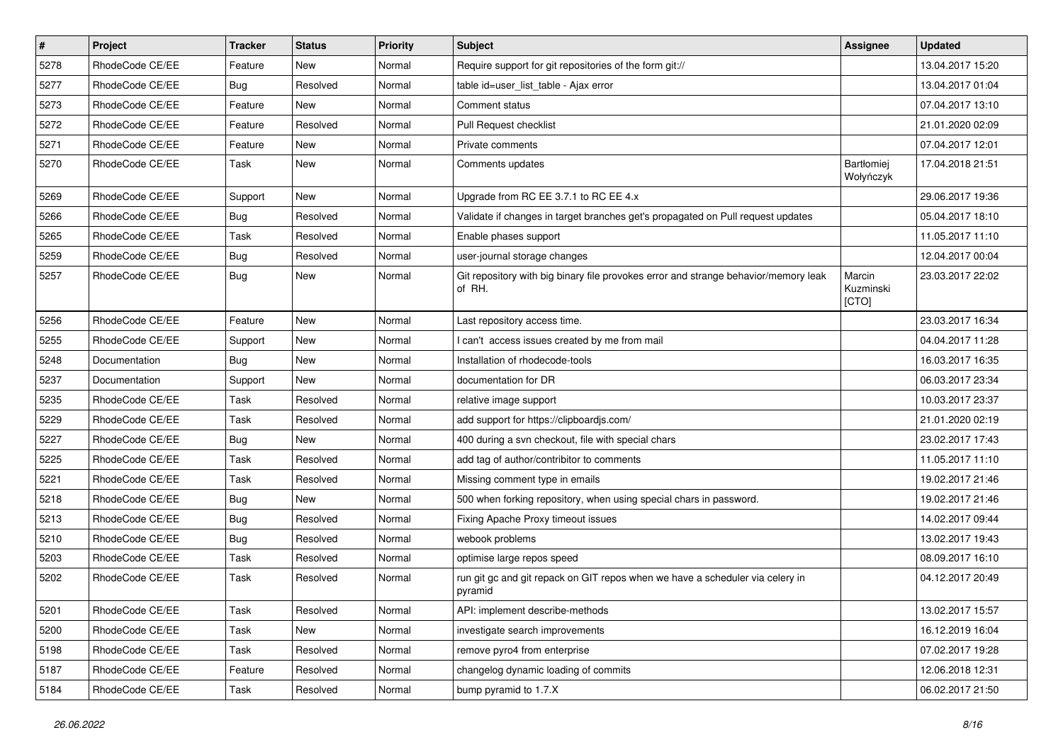| # | Project | Tracker | Status | Priority | Subject | Assignee | Updated |
|---|---|---|---|---|---|---|---|
| 5278 | RhodeCode CE/EE | Feature | New | Normal | Require support for git repositories of the form git:// | | 13.04.2017 15:20 |
| 5277 | RhodeCode CE/EE | Bug | Resolved | Normal | table id=user_list_table - Ajax error | | 13.04.2017 01:04 |
| 5273 | RhodeCode CE/EE | Feature | New | Normal | Comment status | | 07.04.2017 13:10 |
| 5272 | RhodeCode CE/EE | Feature | Resolved | Normal | Pull Request checklist | | 21.01.2020 02:09 |
| 5271 | RhodeCode CE/EE | Feature | New | Normal | Private comments | | 07.04.2017 12:01 |
| 5270 | RhodeCode CE/EE | Task | New | Normal | Comments updates | Bartłomiej Wołyńczyk | 17.04.2018 21:51 |
| 5269 | RhodeCode CE/EE | Support | New | Normal | Upgrade from RC EE 3.7.1 to RC EE 4.x | | 29.06.2017 19:36 |
| 5266 | RhodeCode CE/EE | Bug | Resolved | Normal | Validate if changes in target branches get's propagated on Pull request updates | | 05.04.2017 18:10 |
| 5265 | RhodeCode CE/EE | Task | Resolved | Normal | Enable phases support | | 11.05.2017 11:10 |
| 5259 | RhodeCode CE/EE | Bug | Resolved | Normal | user-journal storage changes | | 12.04.2017 00:04 |
| 5257 | RhodeCode CE/EE | Bug | New | Normal | Git repository with big binary file provokes error and strange behavior/memory leak of RH. | Marcin Kuzminski [CTO] | 23.03.2017 22:02 |
| 5256 | RhodeCode CE/EE | Feature | New | Normal | Last repository access time. | | 23.03.2017 16:34 |
| 5255 | RhodeCode CE/EE | Support | New | Normal | I can't access issues created by me from mail | | 04.04.2017 11:28 |
| 5248 | Documentation | Bug | New | Normal | Installation of rhodecode-tools | | 16.03.2017 16:35 |
| 5237 | Documentation | Support | New | Normal | documentation for DR | | 06.03.2017 23:34 |
| 5235 | RhodeCode CE/EE | Task | Resolved | Normal | relative image support | | 10.03.2017 23:37 |
| 5229 | RhodeCode CE/EE | Task | Resolved | Normal | add support for https://clipboardjs.com/ | | 21.01.2020 02:19 |
| 5227 | RhodeCode CE/EE | Bug | New | Normal | 400 during a svn checkout, file with special chars | | 23.02.2017 17:43 |
| 5225 | RhodeCode CE/EE | Task | Resolved | Normal | add tag of author/contribitor to comments | | 11.05.2017 11:10 |
| 5221 | RhodeCode CE/EE | Task | Resolved | Normal | Missing comment type in emails | | 19.02.2017 21:46 |
| 5218 | RhodeCode CE/EE | Bug | New | Normal | 500 when forking repository, when using special chars in password. | | 19.02.2017 21:46 |
| 5213 | RhodeCode CE/EE | Bug | Resolved | Normal | Fixing Apache Proxy timeout issues | | 14.02.2017 09:44 |
| 5210 | RhodeCode CE/EE | Bug | Resolved | Normal | webook problems | | 13.02.2017 19:43 |
| 5203 | RhodeCode CE/EE | Task | Resolved | Normal | optimise large repos speed | | 08.09.2017 16:10 |
| 5202 | RhodeCode CE/EE | Task | Resolved | Normal | run git gc and git repack on GIT repos when we have a scheduler via celery in pyramid | | 04.12.2017 20:49 |
| 5201 | RhodeCode CE/EE | Task | Resolved | Normal | API: implement describe-methods | | 13.02.2017 15:57 |
| 5200 | RhodeCode CE/EE | Task | New | Normal | investigate search improvements | | 16.12.2019 16:04 |
| 5198 | RhodeCode CE/EE | Task | Resolved | Normal | remove pyro4 from enterprise | | 07.02.2017 19:28 |
| 5187 | RhodeCode CE/EE | Feature | Resolved | Normal | changelog dynamic loading of commits | | 12.06.2018 12:31 |
| 5184 | RhodeCode CE/EE | Task | Resolved | Normal | bump pyramid to 1.7.X | | 06.02.2017 21:50 |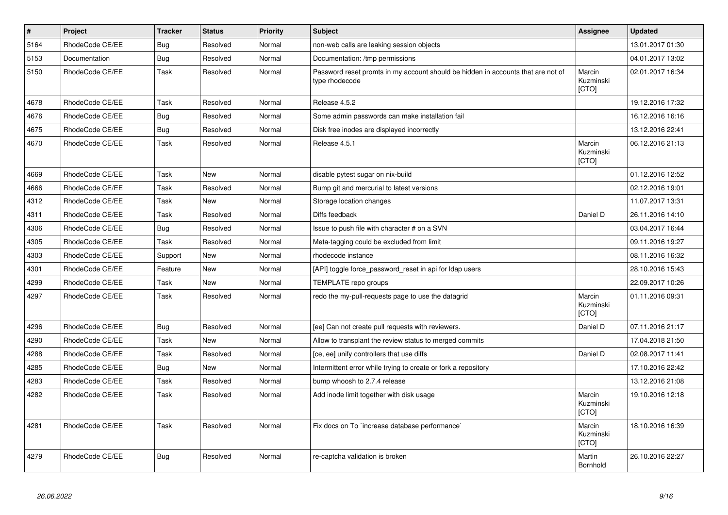| # | Project | Tracker | Status | Priority | Subject | Assignee | Updated |
|---|---|---|---|---|---|---|---|
| 5164 | RhodeCode CE/EE | Bug | Resolved | Normal | non-web calls are leaking session objects | | 13.01.2017 01:30 |
| 5153 | Documentation | Bug | Resolved | Normal | Documentation: /tmp permissions | | 04.01.2017 13:02 |
| 5150 | RhodeCode CE/EE | Task | Resolved | Normal | Password reset promts in my account should be hidden in accounts that are not of type rhodecode | Marcin Kuzminski [CTO] | 02.01.2017 16:34 |
| 4678 | RhodeCode CE/EE | Task | Resolved | Normal | Release 4.5.2 | | 19.12.2016 17:32 |
| 4676 | RhodeCode CE/EE | Bug | Resolved | Normal | Some admin passwords can make installation fail | | 16.12.2016 16:16 |
| 4675 | RhodeCode CE/EE | Bug | Resolved | Normal | Disk free inodes are displayed incorrectly | | 13.12.2016 22:41 |
| 4670 | RhodeCode CE/EE | Task | Resolved | Normal | Release 4.5.1 | Marcin Kuzminski [CTO] | 06.12.2016 21:13 |
| 4669 | RhodeCode CE/EE | Task | New | Normal | disable pytest sugar on nix-build | | 01.12.2016 12:52 |
| 4666 | RhodeCode CE/EE | Task | Resolved | Normal | Bump git and mercurial to latest versions | | 02.12.2016 19:01 |
| 4312 | RhodeCode CE/EE | Task | New | Normal | Storage location changes | | 11.07.2017 13:31 |
| 4311 | RhodeCode CE/EE | Task | Resolved | Normal | Diffs feedback | Daniel D | 26.11.2016 14:10 |
| 4306 | RhodeCode CE/EE | Bug | Resolved | Normal | Issue to push file with character # on a SVN | | 03.04.2017 16:44 |
| 4305 | RhodeCode CE/EE | Task | Resolved | Normal | Meta-tagging could be excluded from limit | | 09.11.2016 19:27 |
| 4303 | RhodeCode CE/EE | Support | New | Normal | rhodecode instance | | 08.11.2016 16:32 |
| 4301 | RhodeCode CE/EE | Feature | New | Normal | [API] toggle force_password_reset in api for ldap users | | 28.10.2016 15:43 |
| 4299 | RhodeCode CE/EE | Task | New | Normal | TEMPLATE repo groups | | 22.09.2017 10:26 |
| 4297 | RhodeCode CE/EE | Task | Resolved | Normal | redo the my-pull-requests page to use the datagrid | Marcin Kuzminski [CTO] | 01.11.2016 09:31 |
| 4296 | RhodeCode CE/EE | Bug | Resolved | Normal | [ee] Can not create pull requests with reviewers. | Daniel D | 07.11.2016 21:17 |
| 4290 | RhodeCode CE/EE | Task | New | Normal | Allow to transplant the review status to merged commits | | 17.04.2018 21:50 |
| 4288 | RhodeCode CE/EE | Task | Resolved | Normal | [ce, ee] unify controllers that use diffs | Daniel D | 02.08.2017 11:41 |
| 4285 | RhodeCode CE/EE | Bug | New | Normal | Intermittent error while trying to create or fork a repository | | 17.10.2016 22:42 |
| 4283 | RhodeCode CE/EE | Task | Resolved | Normal | bump whoosh to 2.7.4 release | | 13.12.2016 21:08 |
| 4282 | RhodeCode CE/EE | Task | Resolved | Normal | Add inode limit together with disk usage | Marcin Kuzminski [CTO] | 19.10.2016 12:18 |
| 4281 | RhodeCode CE/EE | Task | Resolved | Normal | Fix docs on To `increase database performance` | Marcin Kuzminski [CTO] | 18.10.2016 16:39 |
| 4279 | RhodeCode CE/EE | Bug | Resolved | Normal | re-captcha validation is broken | Martin Bornhold | 26.10.2016 22:27 |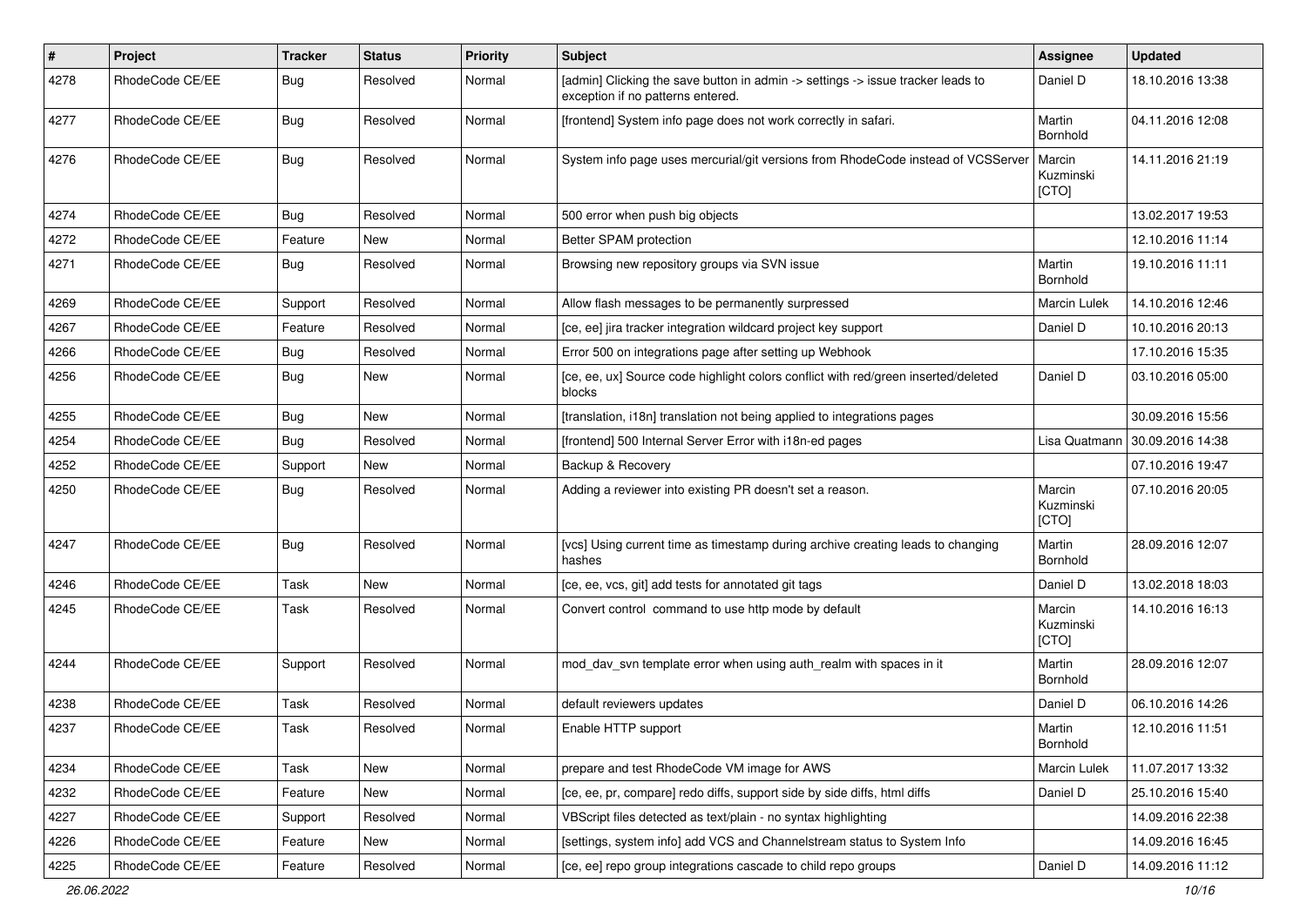| # | Project | Tracker | Status | Priority | Subject | Assignee | Updated |
| --- | --- | --- | --- | --- | --- | --- | --- |
| 4278 | RhodeCode CE/EE | Bug | Resolved | Normal | [admin] Clicking the save button in admin -> settings -> issue tracker leads to exception if no patterns entered. | Daniel D | 18.10.2016 13:38 |
| 4277 | RhodeCode CE/EE | Bug | Resolved | Normal | [frontend] System info page does not work correctly in safari. | Martin Bornhold | 04.11.2016 12:08 |
| 4276 | RhodeCode CE/EE | Bug | Resolved | Normal | System info page uses mercurial/git versions from RhodeCode instead of VCSServer | Marcin Kuzminski [CTO] | 14.11.2016 21:19 |
| 4274 | RhodeCode CE/EE | Bug | Resolved | Normal | 500 error when push big objects | | 13.02.2017 19:53 |
| 4272 | RhodeCode CE/EE | Feature | New | Normal | Better SPAM protection | | 12.10.2016 11:14 |
| 4271 | RhodeCode CE/EE | Bug | Resolved | Normal | Browsing new repository groups via SVN issue | Martin Bornhold | 19.10.2016 11:11 |
| 4269 | RhodeCode CE/EE | Support | Resolved | Normal | Allow flash messages to be permanently surpressed | Marcin Lulek | 14.10.2016 12:46 |
| 4267 | RhodeCode CE/EE | Feature | Resolved | Normal | [ce, ee] jira tracker integration wildcard project key support | Daniel D | 10.10.2016 20:13 |
| 4266 | RhodeCode CE/EE | Bug | Resolved | Normal | Error 500 on integrations page after setting up Webhook | | 17.10.2016 15:35 |
| 4256 | RhodeCode CE/EE | Bug | New | Normal | [ce, ee, ux] Source code highlight colors conflict with red/green inserted/deleted blocks | Daniel D | 03.10.2016 05:00 |
| 4255 | RhodeCode CE/EE | Bug | New | Normal | [translation, i18n] translation not being applied to integrations pages | | 30.09.2016 15:56 |
| 4254 | RhodeCode CE/EE | Bug | Resolved | Normal | [frontend] 500 Internal Server Error with i18n-ed pages | Lisa Quatmann | 30.09.2016 14:38 |
| 4252 | RhodeCode CE/EE | Support | New | Normal | Backup & Recovery | | 07.10.2016 19:47 |
| 4250 | RhodeCode CE/EE | Bug | Resolved | Normal | Adding a reviewer into existing PR doesn't set a reason. | Marcin Kuzminski [CTO] | 07.10.2016 20:05 |
| 4247 | RhodeCode CE/EE | Bug | Resolved | Normal | [vcs] Using current time as timestamp during archive creating leads to changing hashes | Martin Bornhold | 28.09.2016 12:07 |
| 4246 | RhodeCode CE/EE | Task | New | Normal | [ce, ee, vcs, git] add tests for annotated git tags | Daniel D | 13.02.2018 18:03 |
| 4245 | RhodeCode CE/EE | Task | Resolved | Normal | Convert control command to use http mode by default | Marcin Kuzminski [CTO] | 14.10.2016 16:13 |
| 4244 | RhodeCode CE/EE | Support | Resolved | Normal | mod_dav_svn template error when using auth_realm with spaces in it | Martin Bornhold | 28.09.2016 12:07 |
| 4238 | RhodeCode CE/EE | Task | Resolved | Normal | default reviewers updates | Daniel D | 06.10.2016 14:26 |
| 4237 | RhodeCode CE/EE | Task | Resolved | Normal | Enable HTTP support | Martin Bornhold | 12.10.2016 11:51 |
| 4234 | RhodeCode CE/EE | Task | New | Normal | prepare and test RhodeCode VM image for AWS | Marcin Lulek | 11.07.2017 13:32 |
| 4232 | RhodeCode CE/EE | Feature | New | Normal | [ce, ee, pr, compare] redo diffs, support side by side diffs, html diffs | Daniel D | 25.10.2016 15:40 |
| 4227 | RhodeCode CE/EE | Support | Resolved | Normal | VBScript files detected as text/plain - no syntax highlighting | | 14.09.2016 22:38 |
| 4226 | RhodeCode CE/EE | Feature | New | Normal | [settings, system info] add VCS and Channelstream status to System Info | | 14.09.2016 16:45 |
| 4225 | RhodeCode CE/EE | Feature | Resolved | Normal | [ce, ee] repo group integrations cascade to child repo groups | Daniel D | 14.09.2016 11:12 |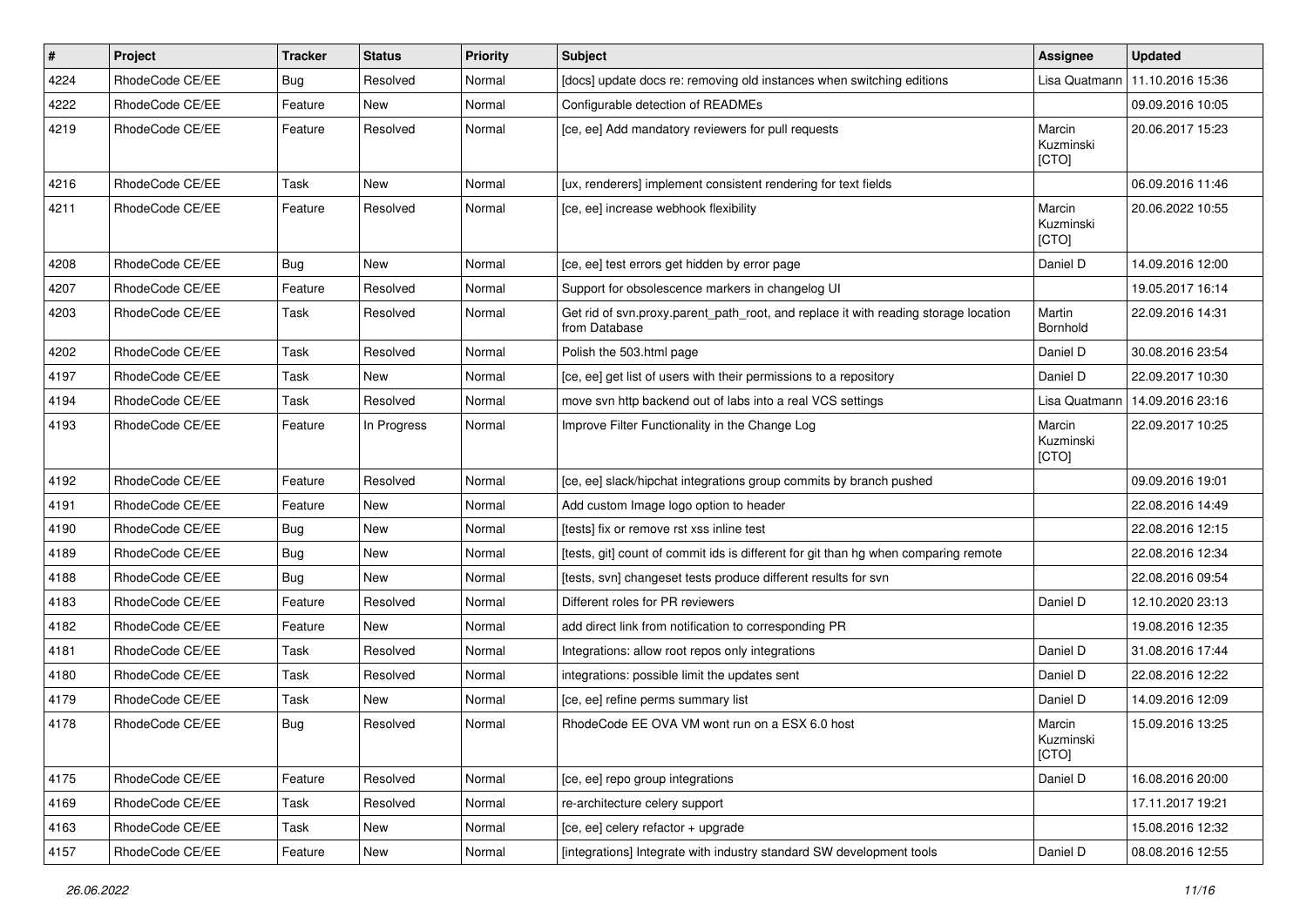| # | Project | Tracker | Status | Priority | Subject | Assignee | Updated |
| --- | --- | --- | --- | --- | --- | --- | --- |
| 4224 | RhodeCode CE/EE | Bug | Resolved | Normal | [docs] update docs re: removing old instances when switching editions | Lisa Quatmann | 11.10.2016 15:36 |
| 4222 | RhodeCode CE/EE | Feature | New | Normal | Configurable detection of READMEs | | 09.09.2016 10:05 |
| 4219 | RhodeCode CE/EE | Feature | Resolved | Normal | [ce, ee] Add mandatory reviewers for pull requests | Marcin Kuzminski [CTO] | 20.06.2017 15:23 |
| 4216 | RhodeCode CE/EE | Task | New | Normal | [ux, renderers] implement consistent rendering for text fields | | 06.09.2016 11:46 |
| 4211 | RhodeCode CE/EE | Feature | Resolved | Normal | [ce, ee] increase webhook flexibility | Marcin Kuzminski [CTO] | 20.06.2022 10:55 |
| 4208 | RhodeCode CE/EE | Bug | New | Normal | [ce, ee] test errors get hidden by error page | Daniel D | 14.09.2016 12:00 |
| 4207 | RhodeCode CE/EE | Feature | Resolved | Normal | Support for obsolescence markers in changelog UI | | 19.05.2017 16:14 |
| 4203 | RhodeCode CE/EE | Task | Resolved | Normal | Get rid of svn.proxy.parent_path_root, and replace it with reading storage location from Database | Martin Bornhold | 22.09.2016 14:31 |
| 4202 | RhodeCode CE/EE | Task | Resolved | Normal | Polish the 503.html page | Daniel D | 30.08.2016 23:54 |
| 4197 | RhodeCode CE/EE | Task | New | Normal | [ce, ee] get list of users with their permissions to a repository | Daniel D | 22.09.2017 10:30 |
| 4194 | RhodeCode CE/EE | Task | Resolved | Normal | move svn http backend out of labs into a real VCS settings | Lisa Quatmann | 14.09.2016 23:16 |
| 4193 | RhodeCode CE/EE | Feature | In Progress | Normal | Improve Filter Functionality in the Change Log | Marcin Kuzminski [CTO] | 22.09.2017 10:25 |
| 4192 | RhodeCode CE/EE | Feature | Resolved | Normal | [ce, ee] slack/hipchat integrations group commits by branch pushed | | 09.09.2016 19:01 |
| 4191 | RhodeCode CE/EE | Feature | New | Normal | Add custom Image logo option to header | | 22.08.2016 14:49 |
| 4190 | RhodeCode CE/EE | Bug | New | Normal | [tests] fix or remove rst xss inline test | | 22.08.2016 12:15 |
| 4189 | RhodeCode CE/EE | Bug | New | Normal | [tests, git] count of commit ids is different for git than hg when comparing remote | | 22.08.2016 12:34 |
| 4188 | RhodeCode CE/EE | Bug | New | Normal | [tests, svn] changeset tests produce different results for svn | | 22.08.2016 09:54 |
| 4183 | RhodeCode CE/EE | Feature | Resolved | Normal | Different roles for PR reviewers | Daniel D | 12.10.2020 23:13 |
| 4182 | RhodeCode CE/EE | Feature | New | Normal | add direct link from notification to corresponding PR | | 19.08.2016 12:35 |
| 4181 | RhodeCode CE/EE | Task | Resolved | Normal | Integrations: allow root repos only integrations | Daniel D | 31.08.2016 17:44 |
| 4180 | RhodeCode CE/EE | Task | Resolved | Normal | integrations: possible limit the updates sent | Daniel D | 22.08.2016 12:22 |
| 4179 | RhodeCode CE/EE | Task | New | Normal | [ce, ee] refine perms summary list | Daniel D | 14.09.2016 12:09 |
| 4178 | RhodeCode CE/EE | Bug | Resolved | Normal | RhodeCode EE OVA VM wont run on a ESX 6.0 host | Marcin Kuzminski [CTO] | 15.09.2016 13:25 |
| 4175 | RhodeCode CE/EE | Feature | Resolved | Normal | [ce, ee] repo group integrations | Daniel D | 16.08.2016 20:00 |
| 4169 | RhodeCode CE/EE | Task | Resolved | Normal | re-architecture celery support | | 17.11.2017 19:21 |
| 4163 | RhodeCode CE/EE | Task | New | Normal | [ce, ee] celery refactor + upgrade | | 15.08.2016 12:32 |
| 4157 | RhodeCode CE/EE | Feature | New | Normal | [integrations] Integrate with industry standard SW development tools | Daniel D | 08.08.2016 12:55 |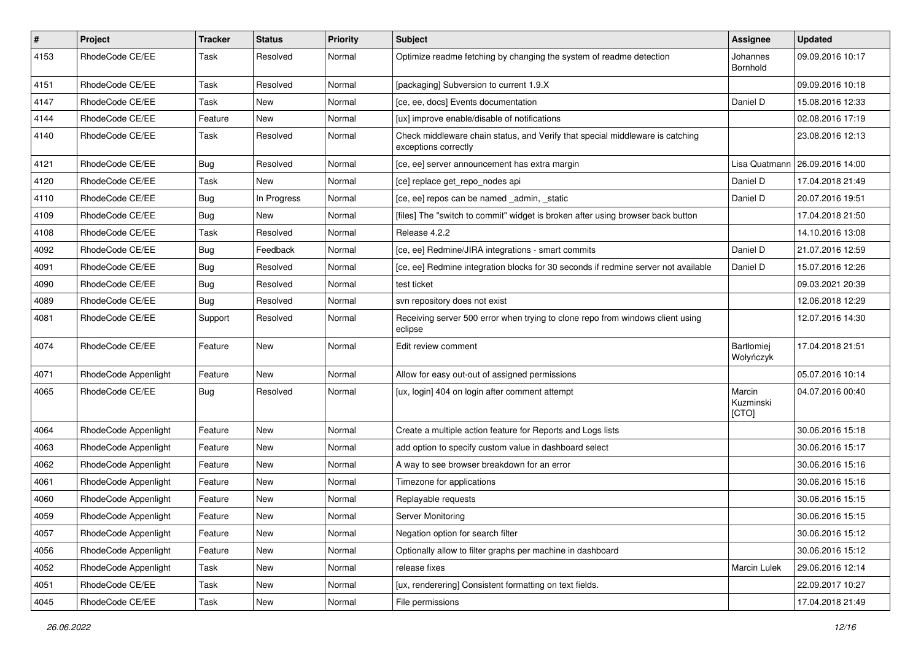| # | Project | Tracker | Status | Priority | Subject | Assignee | Updated |
|---|---|---|---|---|---|---|---|
| 4153 | RhodeCode CE/EE | Task | Resolved | Normal | Optimize readme fetching by changing the system of readme detection | Johannes Bornhold | 09.09.2016 10:17 |
| 4151 | RhodeCode CE/EE | Task | Resolved | Normal | [packaging] Subversion to current 1.9.X | | 09.09.2016 10:18 |
| 4147 | RhodeCode CE/EE | Task | New | Normal | [ce, ee, docs] Events documentation | Daniel D | 15.08.2016 12:33 |
| 4144 | RhodeCode CE/EE | Feature | New | Normal | [ux] improve enable/disable of notifications | | 02.08.2016 17:19 |
| 4140 | RhodeCode CE/EE | Task | Resolved | Normal | Check middleware chain status, and Verify that special middleware is catching exceptions correctly | | 23.08.2016 12:13 |
| 4121 | RhodeCode CE/EE | Bug | Resolved | Normal | [ce, ee] server announcement has extra margin | Lisa Quatmann | 26.09.2016 14:00 |
| 4120 | RhodeCode CE/EE | Task | New | Normal | [ce] replace get_repo_nodes api | Daniel D | 17.04.2018 21:49 |
| 4110 | RhodeCode CE/EE | Bug | In Progress | Normal | [ce, ee] repos can be named _admin, _static | Daniel D | 20.07.2016 19:51 |
| 4109 | RhodeCode CE/EE | Bug | New | Normal | [files] The "switch to commit" widget is broken after using browser back button | | 17.04.2018 21:50 |
| 4108 | RhodeCode CE/EE | Task | Resolved | Normal | Release 4.2.2 | | 14.10.2016 13:08 |
| 4092 | RhodeCode CE/EE | Bug | Feedback | Normal | [ce, ee] Redmine/JIRA integrations - smart commits | Daniel D | 21.07.2016 12:59 |
| 4091 | RhodeCode CE/EE | Bug | Resolved | Normal | [ce, ee] Redmine integration blocks for 30 seconds if redmine server not available | Daniel D | 15.07.2016 12:26 |
| 4090 | RhodeCode CE/EE | Bug | Resolved | Normal | test ticket | | 09.03.2021 20:39 |
| 4089 | RhodeCode CE/EE | Bug | Resolved | Normal | svn repository does not exist | | 12.06.2018 12:29 |
| 4081 | RhodeCode CE/EE | Support | Resolved | Normal | Receiving server 500 error when trying to clone repo from windows client using eclipse | | 12.07.2016 14:30 |
| 4074 | RhodeCode CE/EE | Feature | New | Normal | Edit review comment | Bartłomiej Wołyńczyk | 17.04.2018 21:51 |
| 4071 | RhodeCode Appenlight | Feature | New | Normal | Allow for easy out-out of assigned permissions | | 05.07.2016 10:14 |
| 4065 | RhodeCode CE/EE | Bug | Resolved | Normal | [ux, login] 404 on login after comment attempt | Marcin Kuzminski [CTO] | 04.07.2016 00:40 |
| 4064 | RhodeCode Appenlight | Feature | New | Normal | Create a multiple action feature for Reports and Logs lists | | 30.06.2016 15:18 |
| 4063 | RhodeCode Appenlight | Feature | New | Normal | add option to specify custom value in dashboard select | | 30.06.2016 15:17 |
| 4062 | RhodeCode Appenlight | Feature | New | Normal | A way to see browser breakdown for an error | | 30.06.2016 15:16 |
| 4061 | RhodeCode Appenlight | Feature | New | Normal | Timezone for applications | | 30.06.2016 15:16 |
| 4060 | RhodeCode Appenlight | Feature | New | Normal | Replayable requests | | 30.06.2016 15:15 |
| 4059 | RhodeCode Appenlight | Feature | New | Normal | Server Monitoring | | 30.06.2016 15:15 |
| 4057 | RhodeCode Appenlight | Feature | New | Normal | Negation option for search filter | | 30.06.2016 15:12 |
| 4056 | RhodeCode Appenlight | Feature | New | Normal | Optionally allow to filter graphs per machine in dashboard | | 30.06.2016 15:12 |
| 4052 | RhodeCode Appenlight | Task | New | Normal | release fixes | Marcin Lulek | 29.06.2016 12:14 |
| 4051 | RhodeCode CE/EE | Task | New | Normal | [ux, renderering] Consistent formatting on text fields. | | 22.09.2017 10:27 |
| 4045 | RhodeCode CE/EE | Task | New | Normal | File permissions | | 17.04.2018 21:49 |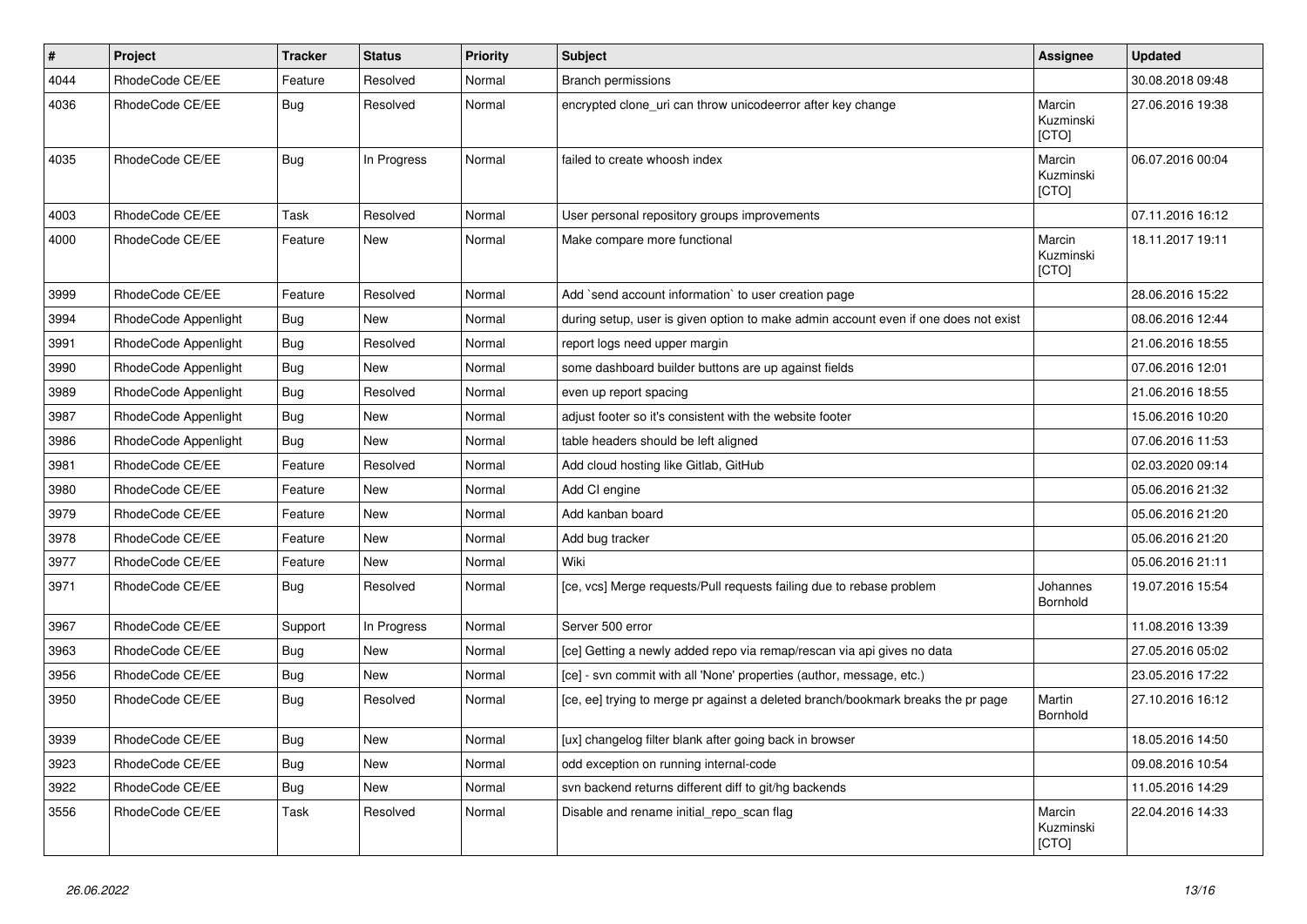| # | Project | Tracker | Status | Priority | Subject | Assignee | Updated |
|---|---|---|---|---|---|---|---|
| 4044 | RhodeCode CE/EE | Feature | Resolved | Normal | Branch permissions | | 30.08.2018 09:48 |
| 4036 | RhodeCode CE/EE | Bug | Resolved | Normal | encrypted clone_uri can throw unicodeerror after key change | Marcin Kuzminski [CTO] | 27.06.2016 19:38 |
| 4035 | RhodeCode CE/EE | Bug | In Progress | Normal | failed to create whoosh index | Marcin Kuzminski [CTO] | 06.07.2016 00:04 |
| 4003 | RhodeCode CE/EE | Task | Resolved | Normal | User personal repository groups improvements | | 07.11.2016 16:12 |
| 4000 | RhodeCode CE/EE | Feature | New | Normal | Make compare more functional | Marcin Kuzminski [CTO] | 18.11.2017 19:11 |
| 3999 | RhodeCode CE/EE | Feature | Resolved | Normal | Add `send account information` to user creation page | | 28.06.2016 15:22 |
| 3994 | RhodeCode Appenlight | Bug | New | Normal | during setup, user is given option to make admin account even if one does not exist | | 08.06.2016 12:44 |
| 3991 | RhodeCode Appenlight | Bug | Resolved | Normal | report logs need upper margin | | 21.06.2016 18:55 |
| 3990 | RhodeCode Appenlight | Bug | New | Normal | some dashboard builder buttons are up against fields | | 07.06.2016 12:01 |
| 3989 | RhodeCode Appenlight | Bug | Resolved | Normal | even up report spacing | | 21.06.2016 18:55 |
| 3987 | RhodeCode Appenlight | Bug | New | Normal | adjust footer so it's consistent with the website footer | | 15.06.2016 10:20 |
| 3986 | RhodeCode Appenlight | Bug | New | Normal | table headers should be left aligned | | 07.06.2016 11:53 |
| 3981 | RhodeCode CE/EE | Feature | Resolved | Normal | Add cloud hosting like Gitlab, GitHub | | 02.03.2020 09:14 |
| 3980 | RhodeCode CE/EE | Feature | New | Normal | Add CI engine | | 05.06.2016 21:32 |
| 3979 | RhodeCode CE/EE | Feature | New | Normal | Add kanban board | | 05.06.2016 21:20 |
| 3978 | RhodeCode CE/EE | Feature | New | Normal | Add bug tracker | | 05.06.2016 21:20 |
| 3977 | RhodeCode CE/EE | Feature | New | Normal | Wiki | | 05.06.2016 21:11 |
| 3971 | RhodeCode CE/EE | Bug | Resolved | Normal | [ce, vcs] Merge requests/Pull requests failing due to rebase problem | Johannes Bornhold | 19.07.2016 15:54 |
| 3967 | RhodeCode CE/EE | Support | In Progress | Normal | Server 500 error | | 11.08.2016 13:39 |
| 3963 | RhodeCode CE/EE | Bug | New | Normal | [ce] Getting a newly added repo via remap/rescan via api gives no data | | 27.05.2016 05:02 |
| 3956 | RhodeCode CE/EE | Bug | New | Normal | [ce] - svn commit with all 'None' properties (author, message, etc.) | | 23.05.2016 17:22 |
| 3950 | RhodeCode CE/EE | Bug | Resolved | Normal | [ce, ee] trying to merge pr against a deleted branch/bookmark breaks the pr page | Martin Bornhold | 27.10.2016 16:12 |
| 3939 | RhodeCode CE/EE | Bug | New | Normal | [ux] changelog filter blank after going back in browser | | 18.05.2016 14:50 |
| 3923 | RhodeCode CE/EE | Bug | New | Normal | odd exception on running internal-code | | 09.08.2016 10:54 |
| 3922 | RhodeCode CE/EE | Bug | New | Normal | svn backend returns different diff to git/hg backends | | 11.05.2016 14:29 |
| 3556 | RhodeCode CE/EE | Task | Resolved | Normal | Disable and rename initial_repo_scan flag | Marcin Kuzminski [CTO] | 22.04.2016 14:33 |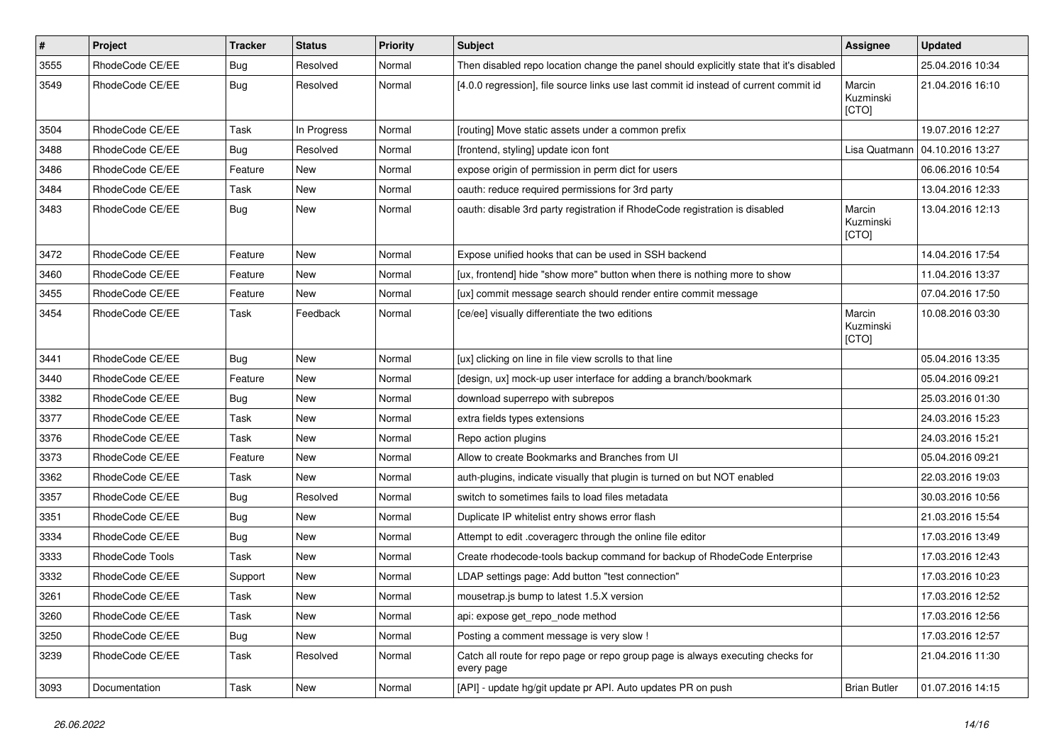| # | Project | Tracker | Status | Priority | Subject | Assignee | Updated |
|---|---|---|---|---|---|---|---|
| 3555 | RhodeCode CE/EE | Bug | Resolved | Normal | Then disabled repo location change the panel should explicitly state that it's disabled | | 25.04.2016 10:34 |
| 3549 | RhodeCode CE/EE | Bug | Resolved | Normal | [4.0.0 regression], file source links use last commit id instead of current commit id | Marcin Kuzminski [CTO] | 21.04.2016 16:10 |
| 3504 | RhodeCode CE/EE | Task | In Progress | Normal | [routing] Move static assets under a common prefix | | 19.07.2016 12:27 |
| 3488 | RhodeCode CE/EE | Bug | Resolved | Normal | [frontend, styling] update icon font | Lisa Quatmann | 04.10.2016 13:27 |
| 3486 | RhodeCode CE/EE | Feature | New | Normal | expose origin of permission in perm dict for users | | 06.06.2016 10:54 |
| 3484 | RhodeCode CE/EE | Task | New | Normal | oauth: reduce required permissions for 3rd party | | 13.04.2016 12:33 |
| 3483 | RhodeCode CE/EE | Bug | New | Normal | oauth: disable 3rd party registration if RhodeCode registration is disabled | Marcin Kuzminski [CTO] | 13.04.2016 12:13 |
| 3472 | RhodeCode CE/EE | Feature | New | Normal | Expose unified hooks that can be used in SSH backend | | 14.04.2016 17:54 |
| 3460 | RhodeCode CE/EE | Feature | New | Normal | [ux, frontend] hide "show more" button when there is nothing more to show | | 11.04.2016 13:37 |
| 3455 | RhodeCode CE/EE | Feature | New | Normal | [ux] commit message search should render entire commit message | | 07.04.2016 17:50 |
| 3454 | RhodeCode CE/EE | Task | Feedback | Normal | [ce/ee] visually differentiate the two editions | Marcin Kuzminski [CTO] | 10.08.2016 03:30 |
| 3441 | RhodeCode CE/EE | Bug | New | Normal | [ux] clicking on line in file view scrolls to that line | | 05.04.2016 13:35 |
| 3440 | RhodeCode CE/EE | Feature | New | Normal | [design, ux] mock-up user interface for adding a branch/bookmark | | 05.04.2016 09:21 |
| 3382 | RhodeCode CE/EE | Bug | New | Normal | download superrepo with subrepos | | 25.03.2016 01:30 |
| 3377 | RhodeCode CE/EE | Task | New | Normal | extra fields types extensions | | 24.03.2016 15:23 |
| 3376 | RhodeCode CE/EE | Task | New | Normal | Repo action plugins | | 24.03.2016 15:21 |
| 3373 | RhodeCode CE/EE | Feature | New | Normal | Allow to create Bookmarks and Branches from UI | | 05.04.2016 09:21 |
| 3362 | RhodeCode CE/EE | Task | New | Normal | auth-plugins, indicate visually that plugin is turned on but NOT enabled | | 22.03.2016 19:03 |
| 3357 | RhodeCode CE/EE | Bug | Resolved | Normal | switch to sometimes fails to load files metadata | | 30.03.2016 10:56 |
| 3351 | RhodeCode CE/EE | Bug | New | Normal | Duplicate IP whitelist entry shows error flash | | 21.03.2016 15:54 |
| 3334 | RhodeCode CE/EE | Bug | New | Normal | Attempt to edit .coveragerc through the online file editor | | 17.03.2016 13:49 |
| 3333 | RhodeCode Tools | Task | New | Normal | Create rhodecode-tools backup command for backup of RhodeCode Enterprise | | 17.03.2016 12:43 |
| 3332 | RhodeCode CE/EE | Support | New | Normal | LDAP settings page: Add button "test connection" | | 17.03.2016 10:23 |
| 3261 | RhodeCode CE/EE | Task | New | Normal | mousetrap.js bump to latest 1.5.X version | | 17.03.2016 12:52 |
| 3260 | RhodeCode CE/EE | Task | New | Normal | api: expose get_repo_node method | | 17.03.2016 12:56 |
| 3250 | RhodeCode CE/EE | Bug | New | Normal | Posting a comment message is very slow ! | | 17.03.2016 12:57 |
| 3239 | RhodeCode CE/EE | Task | Resolved | Normal | Catch all route for repo page or repo group page is always executing checks for every page | | 21.04.2016 11:30 |
| 3093 | Documentation | Task | New | Normal | [API] - update hg/git update pr API. Auto updates PR on push | Brian Butler | 01.07.2016 14:15 |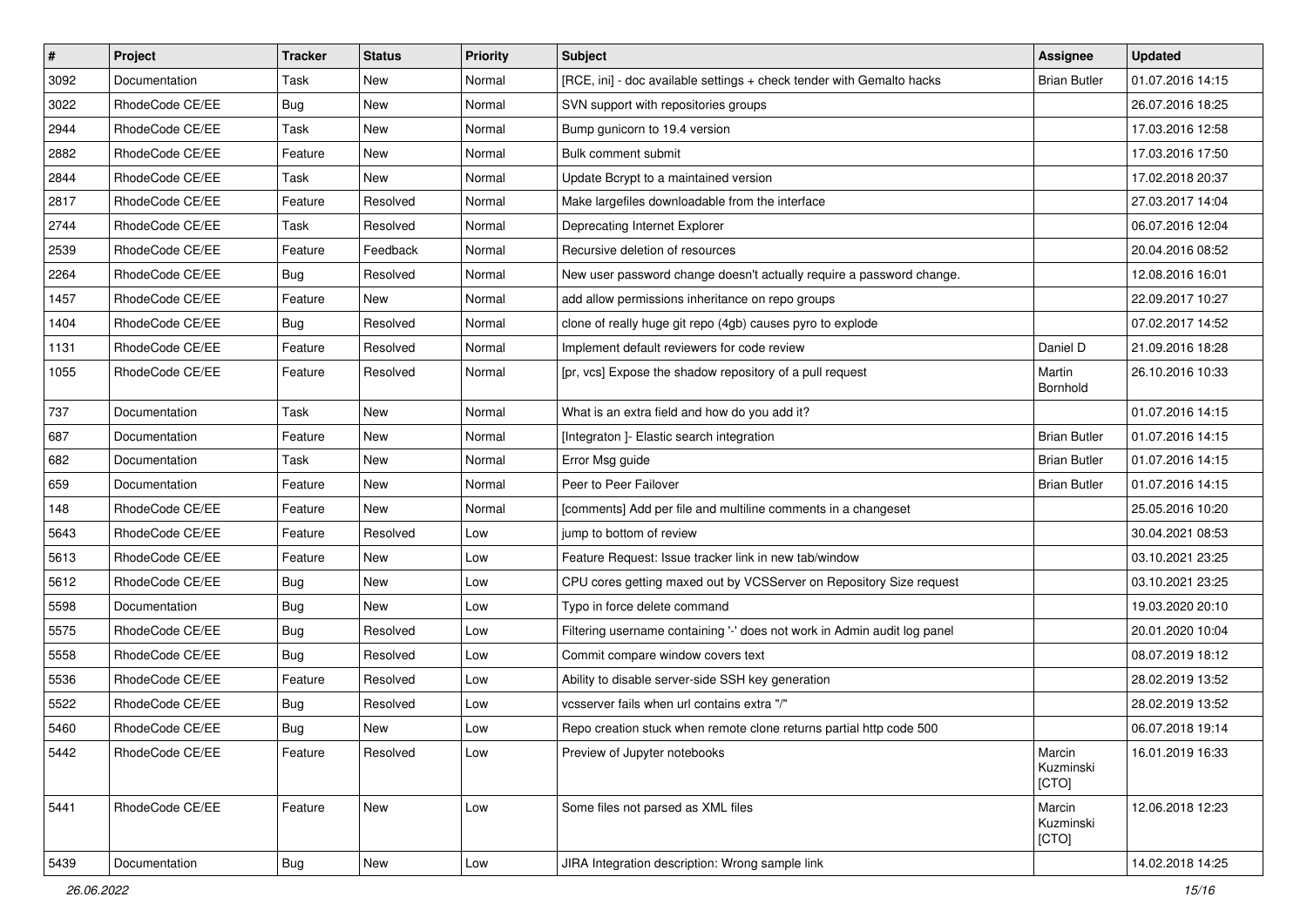| # | Project | Tracker | Status | Priority | Subject | Assignee | Updated |
|---|---|---|---|---|---|---|---|
| 3092 | Documentation | Task | New | Normal | [RCE, ini] - doc available settings + check tender with Gemalto hacks | Brian Butler | 01.07.2016 14:15 |
| 3022 | RhodeCode CE/EE | Bug | New | Normal | SVN support with repositories groups | | 26.07.2016 18:25 |
| 2944 | RhodeCode CE/EE | Task | New | Normal | Bump gunicorn to 19.4 version | | 17.03.2016 12:58 |
| 2882 | RhodeCode CE/EE | Feature | New | Normal | Bulk comment submit | | 17.03.2016 17:50 |
| 2844 | RhodeCode CE/EE | Task | New | Normal | Update Bcrypt to a maintained version | | 17.02.2018 20:37 |
| 2817 | RhodeCode CE/EE | Feature | Resolved | Normal | Make largefiles downloadable from the interface | | 27.03.2017 14:04 |
| 2744 | RhodeCode CE/EE | Task | Resolved | Normal | Deprecating Internet Explorer | | 06.07.2016 12:04 |
| 2539 | RhodeCode CE/EE | Feature | Feedback | Normal | Recursive deletion of resources | | 20.04.2016 08:52 |
| 2264 | RhodeCode CE/EE | Bug | Resolved | Normal | New user password change doesn't actually require a password change. | | 12.08.2016 16:01 |
| 1457 | RhodeCode CE/EE | Feature | New | Normal | add allow permissions inheritance on repo groups | | 22.09.2017 10:27 |
| 1404 | RhodeCode CE/EE | Bug | Resolved | Normal | clone of really huge git repo (4gb) causes pyro to explode | | 07.02.2017 14:52 |
| 1131 | RhodeCode CE/EE | Feature | Resolved | Normal | Implement default reviewers for code review | Daniel D | 21.09.2016 18:28 |
| 1055 | RhodeCode CE/EE | Feature | Resolved | Normal | [pr, vcs] Expose the shadow repository of a pull request | Martin Bornhold | 26.10.2016 10:33 |
| 737 | Documentation | Task | New | Normal | What is an extra field and how do you add it? | | 01.07.2016 14:15 |
| 687 | Documentation | Feature | New | Normal | [Integraton ]- Elastic search integration | Brian Butler | 01.07.2016 14:15 |
| 682 | Documentation | Task | New | Normal | Error Msg guide | Brian Butler | 01.07.2016 14:15 |
| 659 | Documentation | Feature | New | Normal | Peer to Peer Failover | Brian Butler | 01.07.2016 14:15 |
| 148 | RhodeCode CE/EE | Feature | New | Normal | [comments] Add per file and multiline comments in a changeset | | 25.05.2016 10:20 |
| 5643 | RhodeCode CE/EE | Feature | Resolved | Low | jump to bottom of review | | 30.04.2021 08:53 |
| 5613 | RhodeCode CE/EE | Feature | New | Low | Feature Request: Issue tracker link in new tab/window | | 03.10.2021 23:25 |
| 5612 | RhodeCode CE/EE | Bug | New | Low | CPU cores getting maxed out by VCSServer on Repository Size request | | 03.10.2021 23:25 |
| 5598 | Documentation | Bug | New | Low | Typo in force delete command | | 19.03.2020 20:10 |
| 5575 | RhodeCode CE/EE | Bug | Resolved | Low | Filtering username containing '-' does not work in Admin audit log panel | | 20.01.2020 10:04 |
| 5558 | RhodeCode CE/EE | Bug | Resolved | Low | Commit compare window covers text | | 08.07.2019 18:12 |
| 5536 | RhodeCode CE/EE | Feature | Resolved | Low | Ability to disable server-side SSH key generation | | 28.02.2019 13:52 |
| 5522 | RhodeCode CE/EE | Bug | Resolved | Low | vcsserver fails when url contains extra "/" | | 28.02.2019 13:52 |
| 5460 | RhodeCode CE/EE | Bug | New | Low | Repo creation stuck when remote clone returns partial http code 500 | | 06.07.2018 19:14 |
| 5442 | RhodeCode CE/EE | Feature | Resolved | Low | Preview of Jupyter notebooks | Marcin Kuzminski [CTO] | 16.01.2019 16:33 |
| 5441 | RhodeCode CE/EE | Feature | New | Low | Some files not parsed as XML files | Marcin Kuzminski [CTO] | 12.06.2018 12:23 |
| 5439 | Documentation | Bug | New | Low | JIRA Integration description: Wrong sample link | | 14.02.2018 14:25 |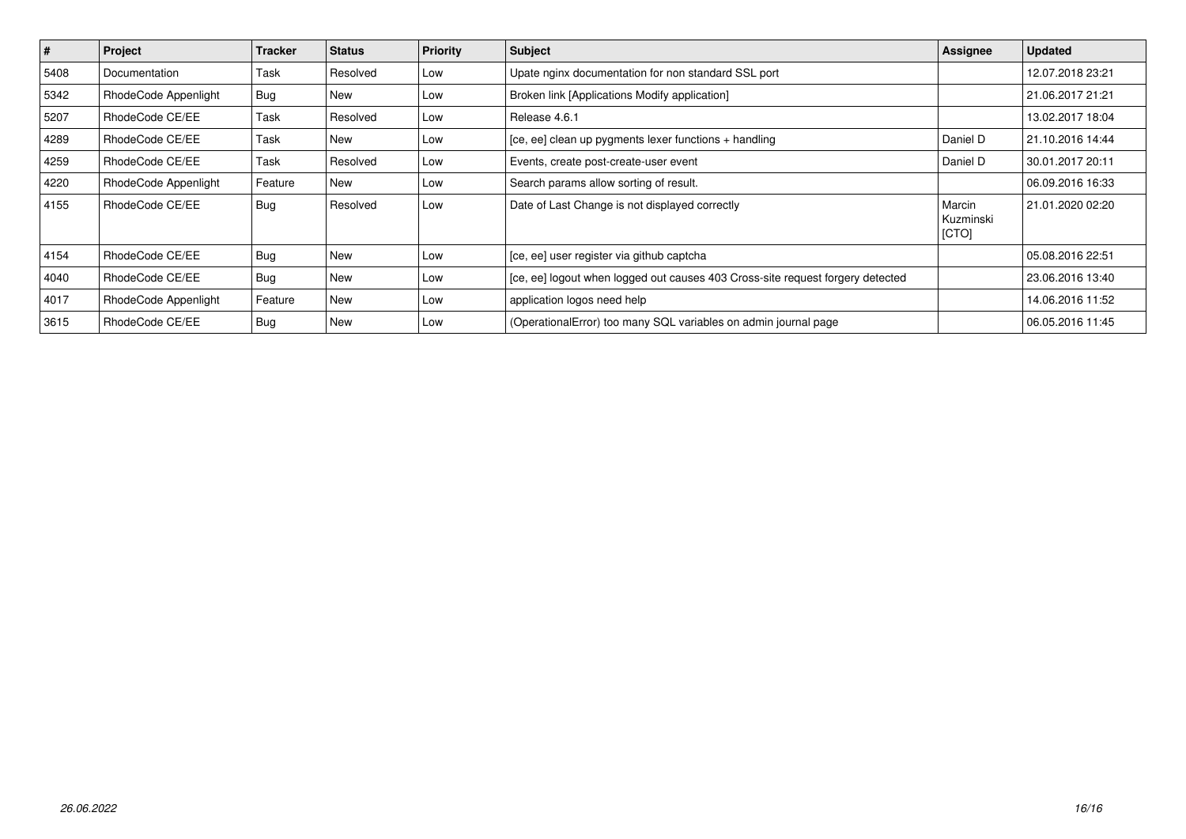| # | Project | Tracker | Status | Priority | Subject | Assignee | Updated |
|---|---|---|---|---|---|---|---|
| 5408 | Documentation | Task | Resolved | Low | Upate nginx documentation for non standard SSL port | | 12.07.2018 23:21 |
| 5342 | RhodeCode Appenlight | Bug | New | Low | Broken link [Applications Modify application] | | 21.06.2017 21:21 |
| 5207 | RhodeCode CE/EE | Task | Resolved | Low | Release 4.6.1 | | 13.02.2017 18:04 |
| 4289 | RhodeCode CE/EE | Task | New | Low | [ce, ee] clean up pygments lexer functions + handling | Daniel D | 21.10.2016 14:44 |
| 4259 | RhodeCode CE/EE | Task | Resolved | Low | Events, create post-create-user event | Daniel D | 30.01.2017 20:11 |
| 4220 | RhodeCode Appenlight | Feature | New | Low | Search params allow sorting of result. | | 06.09.2016 16:33 |
| 4155 | RhodeCode CE/EE | Bug | Resolved | Low | Date of Last Change is not displayed correctly | Marcin Kuzminski [CTO] | 21.01.2020 02:20 |
| 4154 | RhodeCode CE/EE | Bug | New | Low | [ce, ee] user register via github captcha | | 05.08.2016 22:51 |
| 4040 | RhodeCode CE/EE | Bug | New | Low | [ce, ee] logout when logged out causes 403 Cross-site request forgery detected | | 23.06.2016 13:40 |
| 4017 | RhodeCode Appenlight | Feature | New | Low | application logos need help | | 14.06.2016 11:52 |
| 3615 | RhodeCode CE/EE | Bug | New | Low | (OperationalError) too many SQL variables on admin journal page | | 06.05.2016 11:45 |